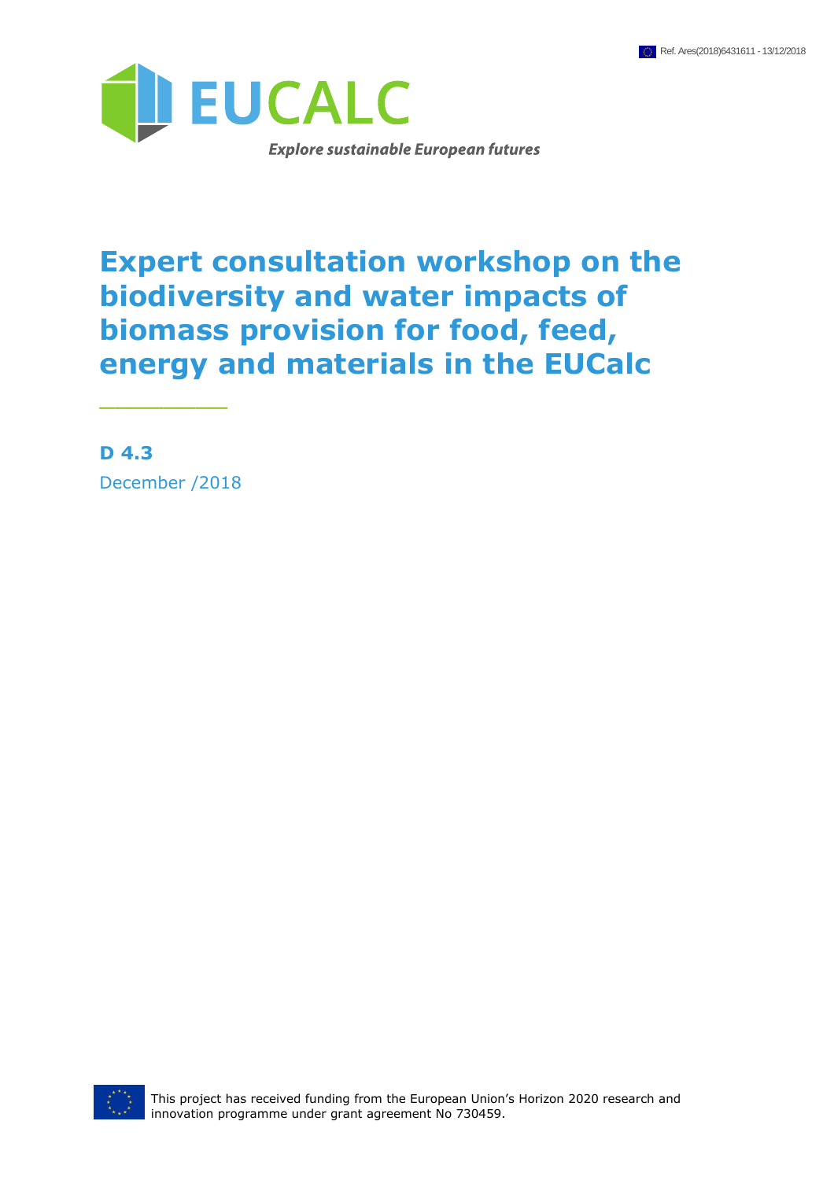Ref. Ares(2018)6431611 - 13/12/2018

EUCALC

*Explore sustainable European futures*

# Expert consultation workshop on the biodiversity and water impacts of biomass provision for food, feed, energy and materials in the EUCalc

**D 4.3**

December /2018

This project has received funding from the European Union's Horizon 2020 research and innovation programme under grant agreement No 730459.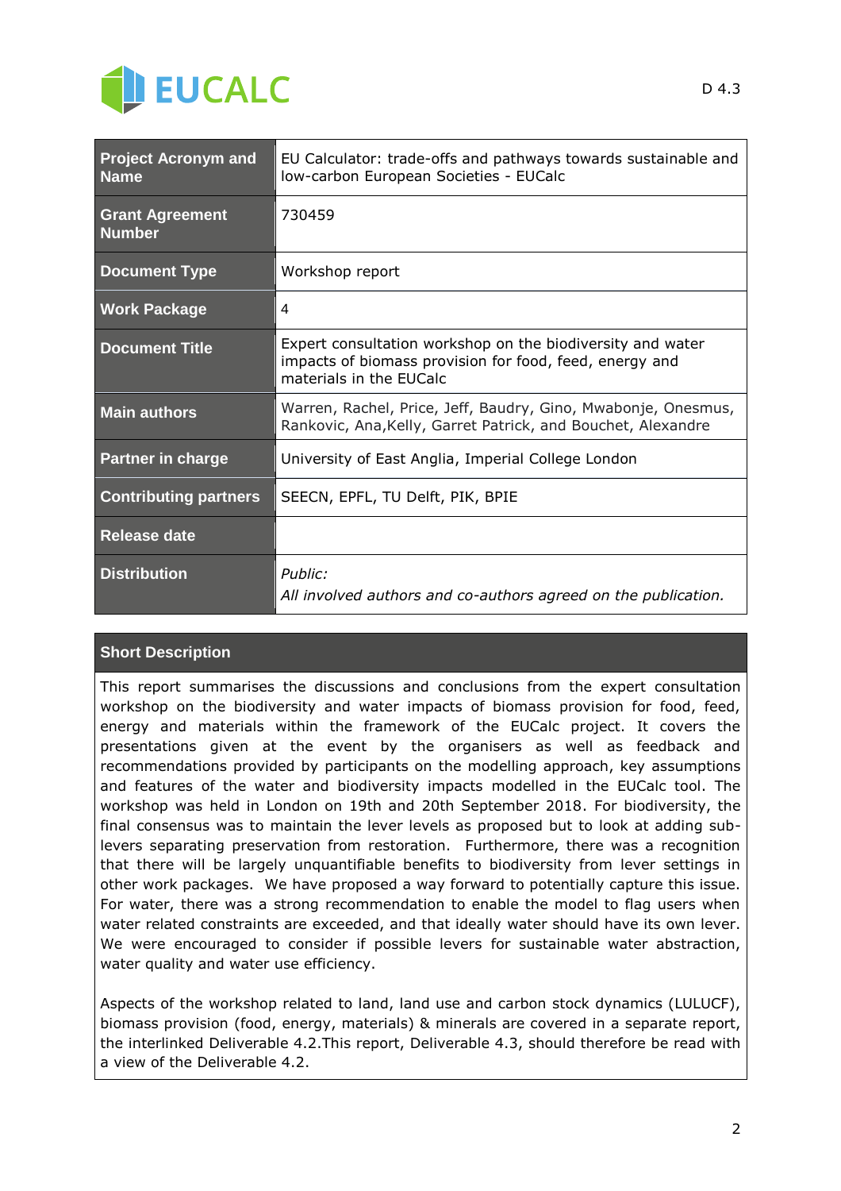EUCALC

D 4.3

| Project Acronym and Name | EU Calculator: trade-offs and pathways towards sustainable and low-carbon European Societies - EUCalc |
|---|---|
| Grant Agreement Number | 730459 |
| Document Type | Workshop report |
| Work Package | 4 |
| Document Title | Expert consultation workshop on the biodiversity and water impacts of biomass provision for food, feed, energy and materials in the EUCalc |
| Main authors | Warren, Rachel, Price, Jeff, Baudry, Gino, Mwabonje, Onesmus, Rankovic, Ana,Kelly, Garret Patrick, and Bouchet, Alexandre |
| Partner in charge | University of East Anglia, Imperial College London |
| Contributing partners | SEECN, EPFL, TU Delft, PIK, BPIE |
| Release date | |
| Distribution | *Public:* *All involved authors and co-authors agreed on the publication.* |

| Short Description |
|---|
| This report summarises the discussions and conclusions from the expert consultation workshop on the biodiversity and water impacts of biomass provision for food, feed, energy and materials within the framework of the EUCalc project. It covers the presentations given at the event by the organisers as well as feedback and recommendations provided by participants on the modelling approach, key assumptions and features of the water and biodiversity impacts modelled in the EUCalc tool. The workshop was held in London on 19th and 20th September 2018. For biodiversity, the final consensus was to maintain the lever levels as proposed but to look at adding sub-levers separating preservation from restoration. Furthermore, there was a recognition that there will be largely unquantifiable benefits to biodiversity from lever settings in other work packages. We have proposed a way forward to potentially capture this issue. For water, there was a strong recommendation to enable the model to flag users when water related constraints are exceeded, and that ideally water should have its own lever. We were encouraged to consider if possible levers for sustainable water abstraction, water quality and water use efficiency. <br><br> Aspects of the workshop related to land, land use and carbon stock dynamics (LULUCF), biomass provision (food, energy, materials) & minerals are covered in a separate report, the interlinked Deliverable 4.2.This report, Deliverable 4.3, should therefore be read with a view of the Deliverable 4.2. |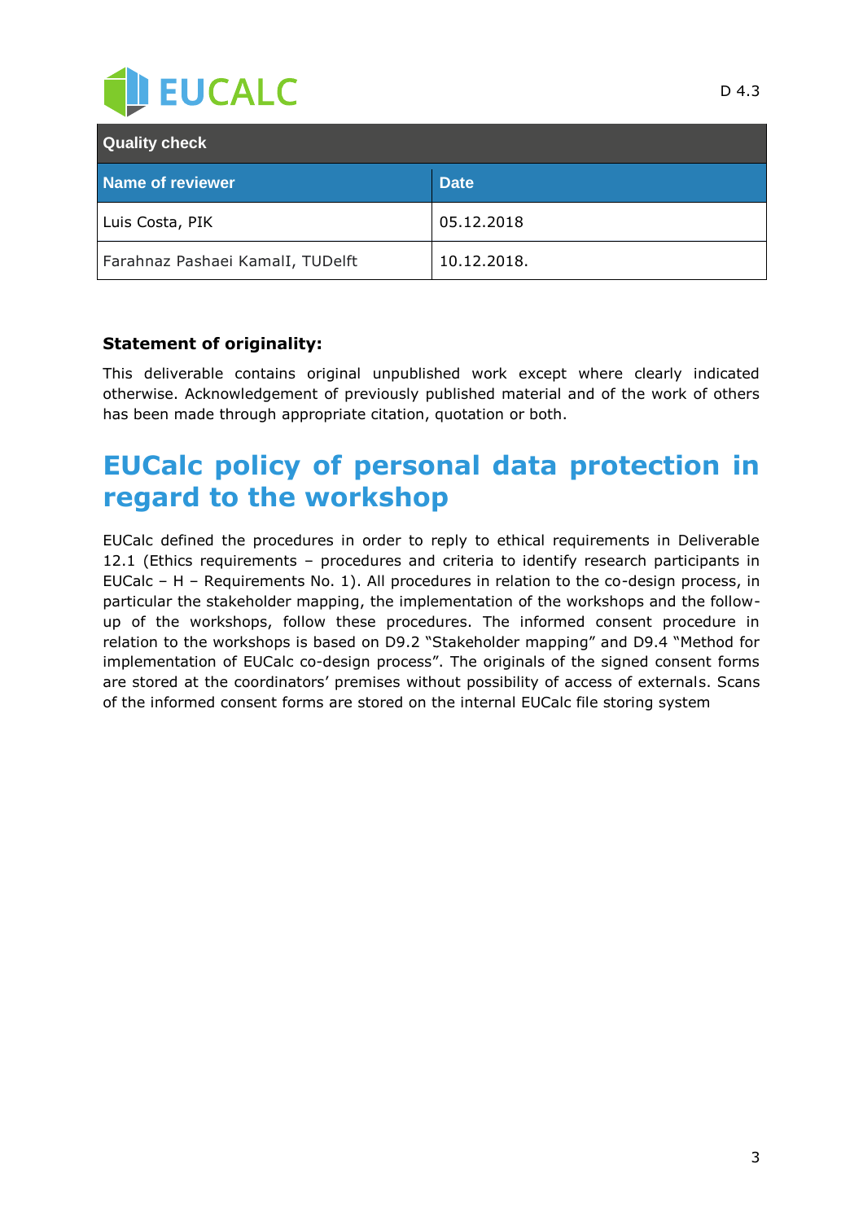| Quality check | |
|---|---|
| **Name of reviewer** | **Date** |
| Luis Costa, PIK | 05.12.2018 |
| Farahnaz Pashaei KamalI, TUDelft | 10.12.2018. |

**Statement of originality:**

This deliverable contains original unpublished work except where clearly indicated otherwise. Acknowledgement of previously published material and of the work of others has been made through appropriate citation, quotation or both.

# EUCalc policy of personal data protection in regard to the workshop

EUCalc defined the procedures in order to reply to ethical requirements in Deliverable 12.1 (Ethics requirements – procedures and criteria to identify research participants in EUCalc – H – Requirements No. 1). All procedures in relation to the co-design process, in particular the stakeholder mapping, the implementation of the workshops and the follow-up of the workshops, follow these procedures. The informed consent procedure in relation to the workshops is based on D9.2 "Stakeholder mapping" and D9.4 "Method for implementation of EUCalc co-design process". The originals of the signed consent forms are stored at the coordinators' premises without possibility of access of externals. Scans of the informed consent forms are stored on the internal EUCalc file storing system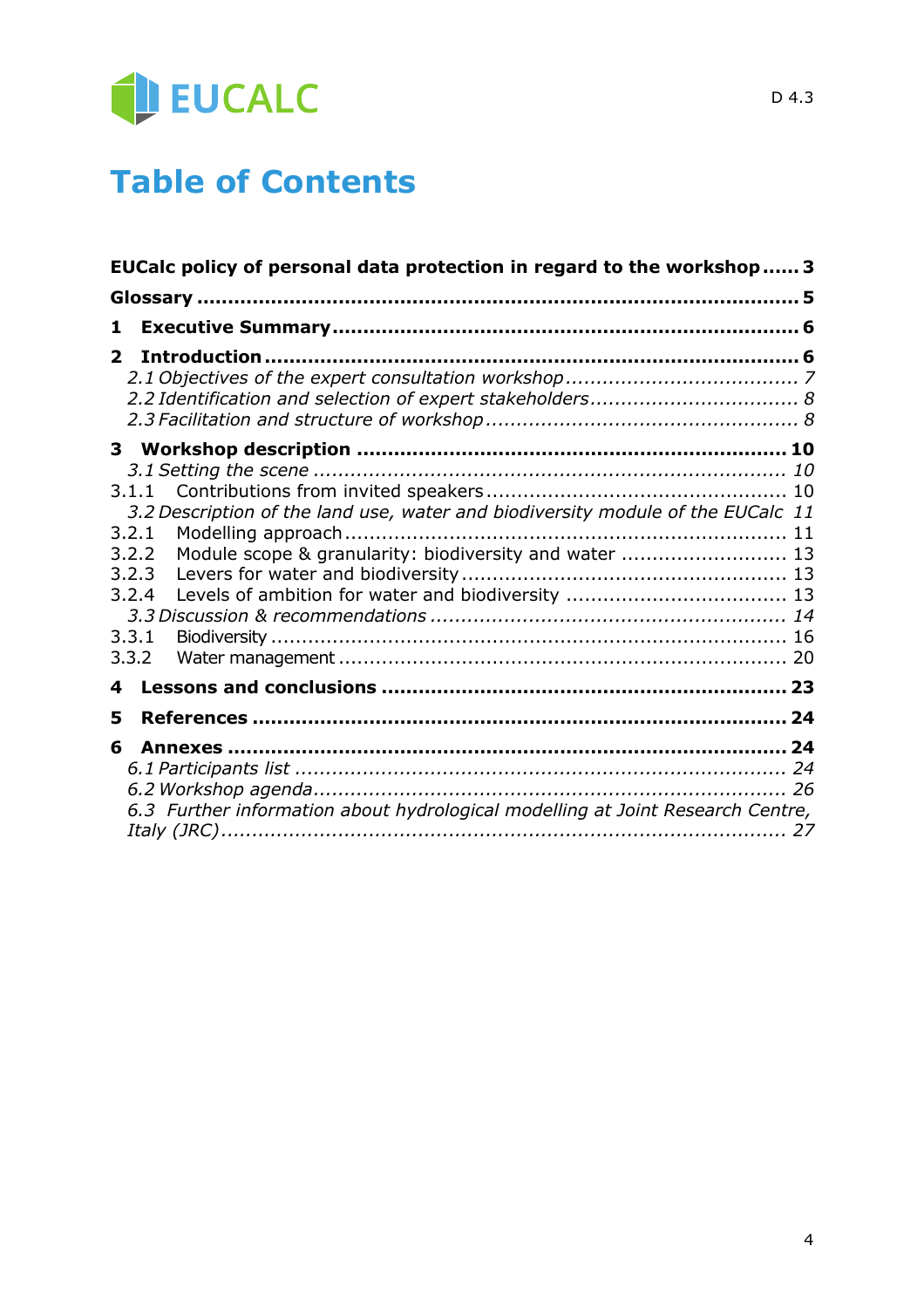# Table of Contents

**EUCalc policy of personal data protection in regard to the workshop ...... 3**

**Glossary ........................................................................................ 5**

**1 Executive Summary ........................................................................ 6**

**2 Introduction .................................................................................. 6**

*2.1 Objectives of the expert consultation workshop ...................................... 7*

*2.2 Identification and selection of expert stakeholders .................................. 8*

*2.3 Facilitation and structure of workshop .................................................. 8*

**3 Workshop description .................................................................... 10**

*3.1 Setting the scene ............................................................................ 10*

3.1.1 Contributions from invited speakers ................................................ 10

*3.2 Description of the land use, water and biodiversity module of the EUCalc 11*

3.2.1 Modelling approach ....................................................................... 11

3.2.2 Module scope & granularity: biodiversity and water ........................... 13

3.2.3 Levers for water and biodiversity .................................................... 13

3.2.4 Levels of ambition for water and biodiversity .................................... 13

*3.3 Discussion & recommendations ......................................................... 14*

3.3.1 Biodiversity .................................................................................. 16

3.3.2 Water management ....................................................................... 20

**4 Lessons and conclusions ................................................................. 23**

**5 References .................................................................................... 24**

**6 Annexes ........................................................................................ 24**

*6.1 Participants list ............................................................................... 24*

*6.2 Workshop agenda ............................................................................ 26*

*6.3 Further information about hydrological modelling at Joint Research Centre, Italy (JRC) ............................................................................................ 27*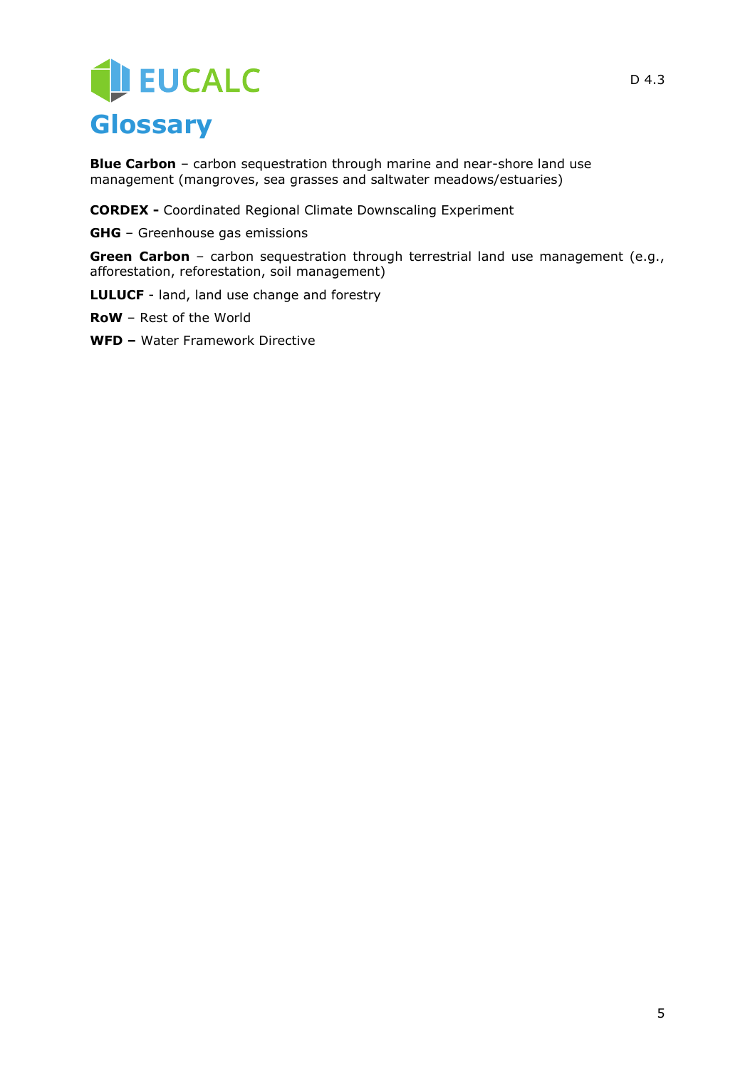# Glossary

**Blue Carbon** – carbon sequestration through marine and near-shore land use management (mangroves, sea grasses and saltwater meadows/estuaries)

**CORDEX -** Coordinated Regional Climate Downscaling Experiment

**GHG** – Greenhouse gas emissions

**Green Carbon** – carbon sequestration through terrestrial land use management (e.g., afforestation, reforestation, soil management)

**LULUCF** - land, land use change and forestry

**RoW** – Rest of the World

**WFD –** Water Framework Directive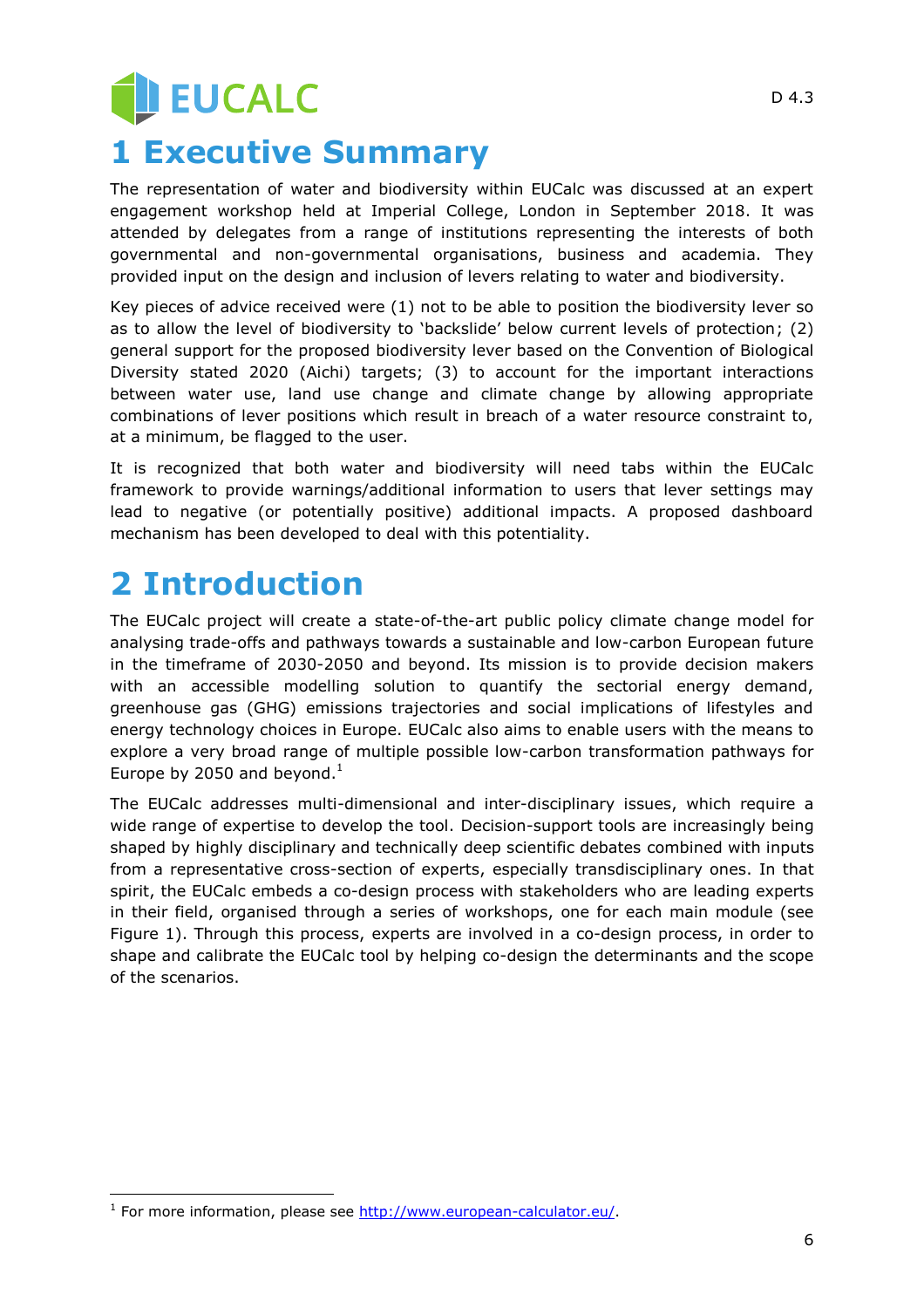# 1 Executive Summary

The representation of water and biodiversity within EUCalc was discussed at an expert engagement workshop held at Imperial College, London in September 2018. It was attended by delegates from a range of institutions representing the interests of both governmental and non-governmental organisations, business and academia. They provided input on the design and inclusion of levers relating to water and biodiversity.

Key pieces of advice received were (1) not to be able to position the biodiversity lever so as to allow the level of biodiversity to 'backslide' below current levels of protection; (2) general support for the proposed biodiversity lever based on the Convention of Biological Diversity stated 2020 (Aichi) targets; (3) to account for the important interactions between water use, land use change and climate change by allowing appropriate combinations of lever positions which result in breach of a water resource constraint to, at a minimum, be flagged to the user.

It is recognized that both water and biodiversity will need tabs within the EUCalc framework to provide warnings/additional information to users that lever settings may lead to negative (or potentially positive) additional impacts. A proposed dashboard mechanism has been developed to deal with this potentiality.

# 2 Introduction

The EUCalc project will create a state-of-the-art public policy climate change model for analysing trade-offs and pathways towards a sustainable and low-carbon European future in the timeframe of 2030-2050 and beyond. Its mission is to provide decision makers with an accessible modelling solution to quantify the sectorial energy demand, greenhouse gas (GHG) emissions trajectories and social implications of lifestyles and energy technology choices in Europe. EUCalc also aims to enable users with the means to explore a very broad range of multiple possible low-carbon transformation pathways for Europe by 2050 and beyond.[1]

The EUCalc addresses multi-dimensional and inter-disciplinary issues, which require a wide range of expertise to develop the tool. Decision-support tools are increasingly being shaped by highly disciplinary and technically deep scientific debates combined with inputs from a representative cross-section of experts, especially transdisciplinary ones. In that spirit, the EUCalc embeds a co-design process with stakeholders who are leading experts in their field, organised through a series of workshops, one for each main module (see Figure 1). Through this process, experts are involved in a co-design process, in order to shape and calibrate the EUCalc tool by helping co-design the determinants and the scope of the scenarios.

[1] For more information, please see http://www.european-calculator.eu/.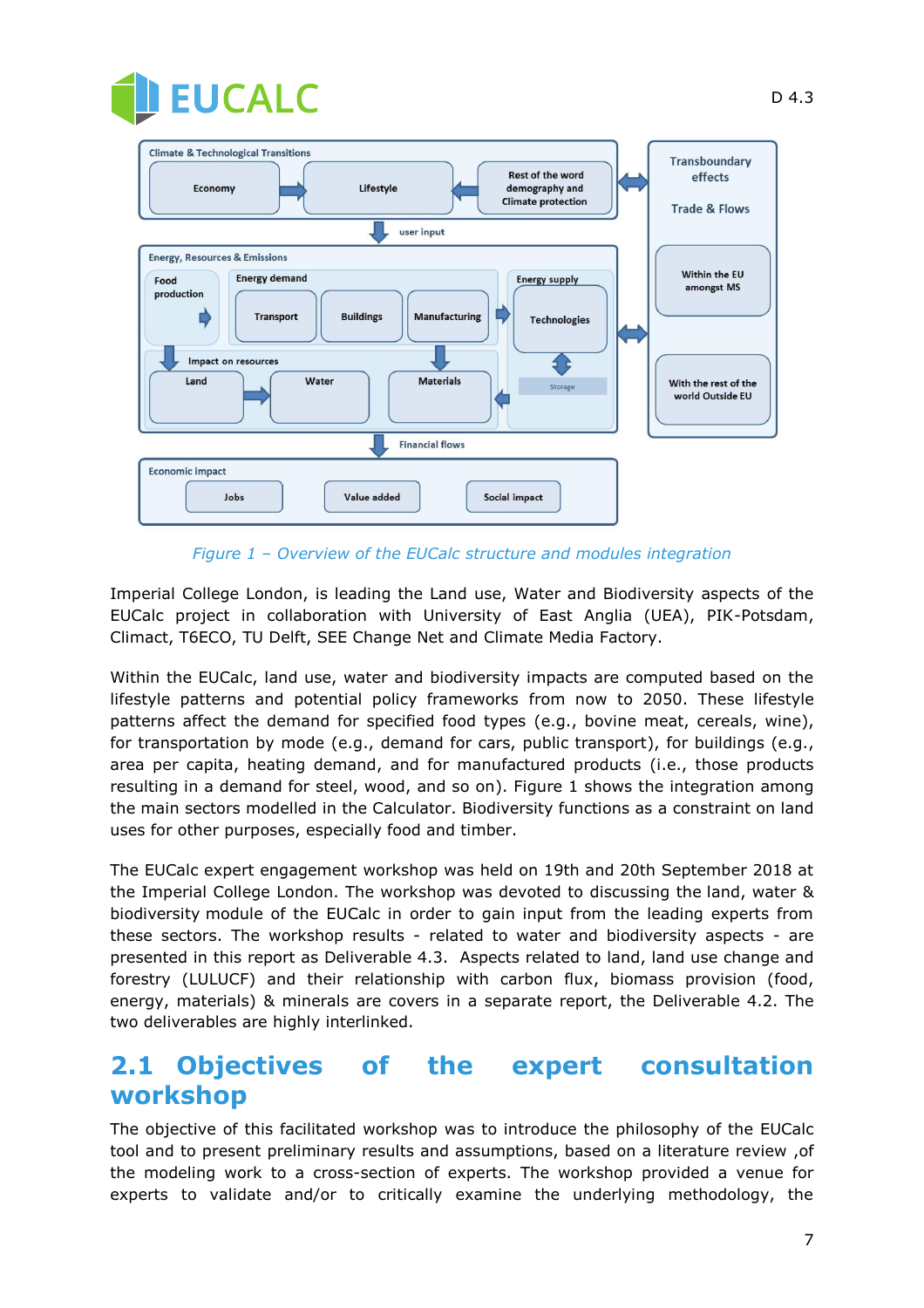Figure 1 – Overview of the EUCalc structure and modules integration

Imperial College London, is leading the Land use, Water and Biodiversity aspects of the EUCalc project in collaboration with University of East Anglia (UEA), PIK-Potsdam, Climact, T6ECO, TU Delft, SEE Change Net and Climate Media Factory.

Within the EUCalc, land use, water and biodiversity impacts are computed based on the lifestyle patterns and potential policy frameworks from now to 2050. These lifestyle patterns affect the demand for specified food types (e.g., bovine meat, cereals, wine), for transportation by mode (e.g., demand for cars, public transport), for buildings (e.g., area per capita, heating demand, and for manufactured products (i.e., those products resulting in a demand for steel, wood, and so on). Figure 1 shows the integration among the main sectors modelled in the Calculator. Biodiversity functions as a constraint on land uses for other purposes, especially food and timber.

The EUCalc expert engagement workshop was held on 19th and 20th September 2018 at the Imperial College London. The workshop was devoted to discussing the land, water & biodiversity module of the EUCalc in order to gain input from the leading experts from these sectors. The workshop results - related to water and biodiversity aspects - are presented in this report as Deliverable 4.3. Aspects related to land, land use change and forestry (LULUCF) and their relationship with carbon flux, biomass provision (food, energy, materials) & minerals are covers in a separate report, the Deliverable 4.2. The two deliverables are highly interlinked.

## 2.1 Objectives of the expert consultation workshop

The objective of this facilitated workshop was to introduce the philosophy of the EUCalc tool and to present preliminary results and assumptions, based on a literature review ,of the modeling work to a cross-section of experts. The workshop provided a venue for experts to validate and/or to critically examine the underlying methodology, the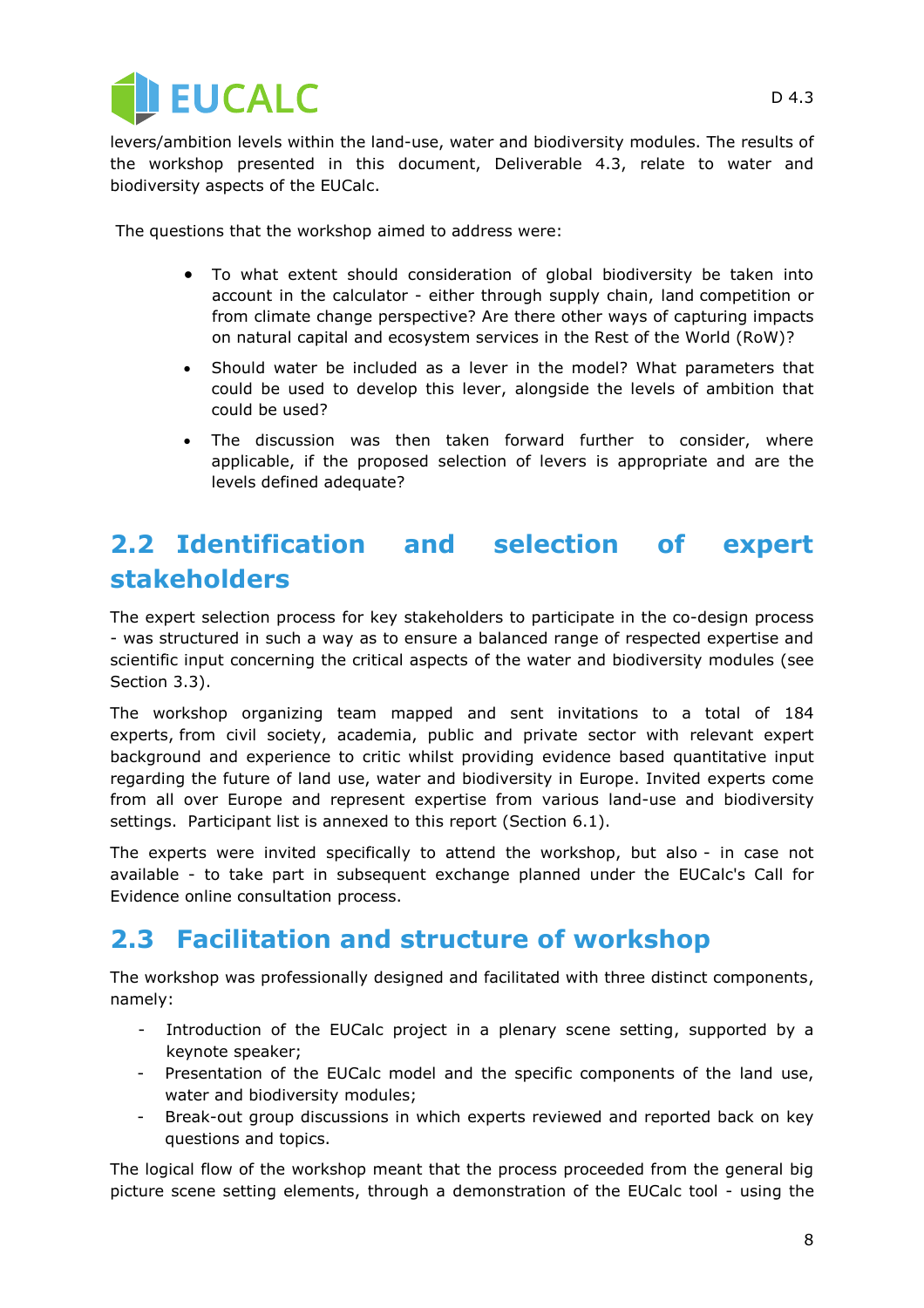levers/ambition levels within the land-use, water and biodiversity modules. The results of the workshop presented in this document, Deliverable 4.3, relate to water and biodiversity aspects of the EUCalc.

The questions that the workshop aimed to address were:

- To what extent should consideration of global biodiversity be taken into account in the calculator - either through supply chain, land competition or from climate change perspective? Are there other ways of capturing impacts on natural capital and ecosystem services in the Rest of the World (RoW)?
- Should water be included as a lever in the model? What parameters that could be used to develop this lever, alongside the levels of ambition that could be used?
- The discussion was then taken forward further to consider, where applicable, if the proposed selection of levers is appropriate and are the levels defined adequate?

## 2.2 Identification and selection of expert stakeholders

The expert selection process for key stakeholders to participate in the co-design process - was structured in such a way as to ensure a balanced range of respected expertise and scientific input concerning the critical aspects of the water and biodiversity modules (see Section 3.3).

The workshop organizing team mapped and sent invitations to a total of 184 experts, from civil society, academia, public and private sector with relevant expert background and experience to critic whilst providing evidence based quantitative input regarding the future of land use, water and biodiversity in Europe. Invited experts come from all over Europe and represent expertise from various land-use and biodiversity settings. Participant list is annexed to this report (Section 6.1).

The experts were invited specifically to attend the workshop, but also - in case not available - to take part in subsequent exchange planned under the EUCalc's Call for Evidence online consultation process.

## 2.3 Facilitation and structure of workshop

The workshop was professionally designed and facilitated with three distinct components, namely:

- Introduction of the EUCalc project in a plenary scene setting, supported by a keynote speaker;
- Presentation of the EUCalc model and the specific components of the land use, water and biodiversity modules;
- Break-out group discussions in which experts reviewed and reported back on key questions and topics.

The logical flow of the workshop meant that the process proceeded from the general big picture scene setting elements, through a demonstration of the EUCalc tool - using the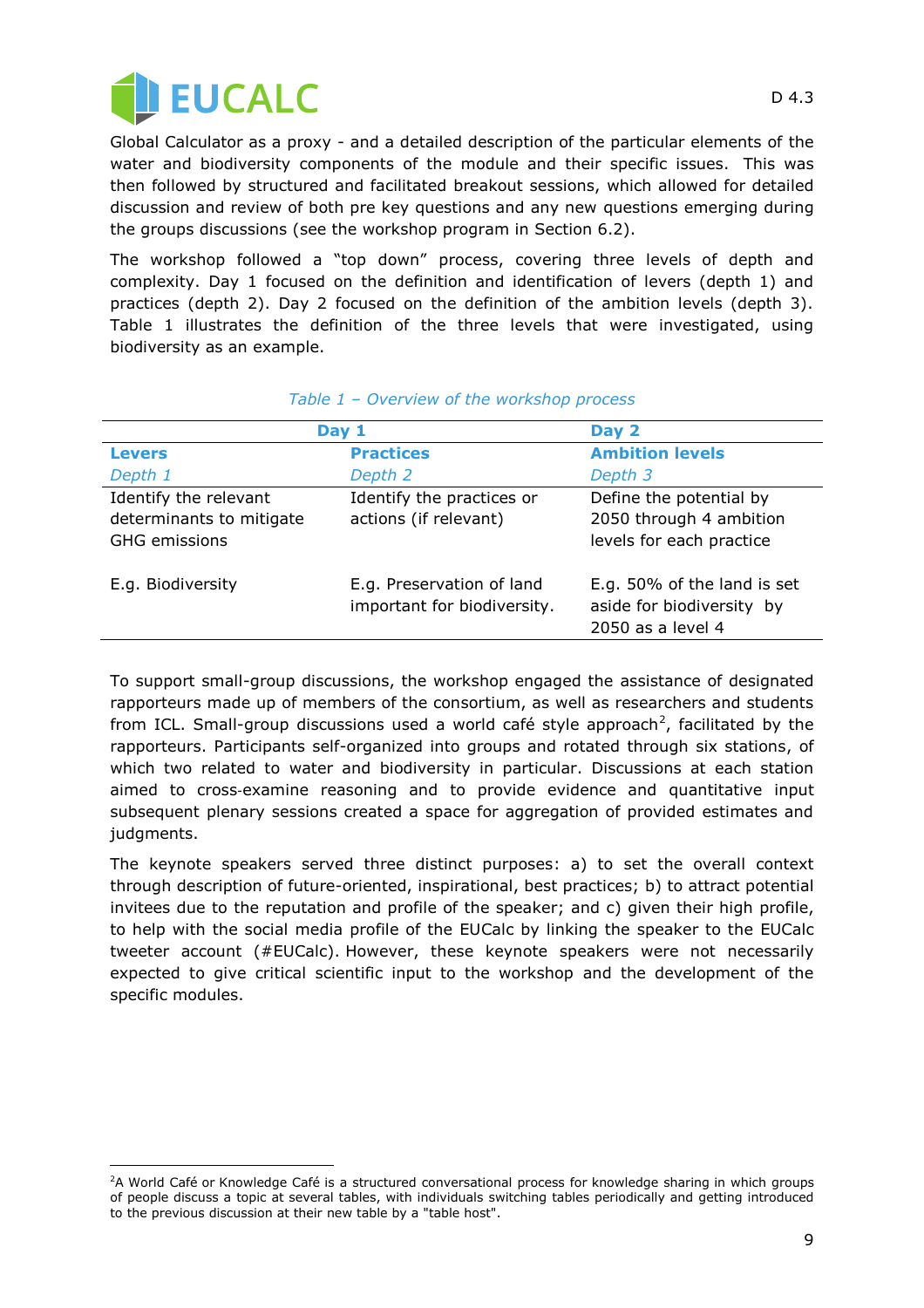Global Calculator as a proxy - and a detailed description of the particular elements of the water and biodiversity components of the module and their specific issues. This was then followed by structured and facilitated breakout sessions, which allowed for detailed discussion and review of both pre key questions and any new questions emerging during the groups discussions (see the workshop program in Section 6.2).

The workshop followed a "top down" process, covering three levels of depth and complexity. Day 1 focused on the definition and identification of levers (depth 1) and practices (depth 2). Day 2 focused on the definition of the ambition levels (depth 3). Table 1 illustrates the definition of the three levels that were investigated, using biodiversity as an example.

*Table 1 – Overview of the workshop process*

| Day 1 | | Day 2 |
|---|---|---|
| **Levers**<br>*Depth 1* | **Practices**<br>*Depth 2* | **Ambition levels**<br>*Depth 3* |
| Identify the relevant determinants to mitigate GHG emissions | Identify the practices or actions (if relevant) | Define the potential by 2050 through 4 ambition levels for each practice |
| E.g. Biodiversity | E.g. Preservation of land important for biodiversity. | E.g. 50% of the land is set aside for biodiversity by 2050 as a level 4 |

To support small-group discussions, the workshop engaged the assistance of designated rapporteurs made up of members of the consortium, as well as researchers and students from ICL. Small-group discussions used a world café style approach[2], facilitated by the rapporteurs. Participants self-organized into groups and rotated through six stations, of which two related to water and biodiversity in particular. Discussions at each station aimed to cross-examine reasoning and to provide evidence and quantitative input subsequent plenary sessions created a space for aggregation of provided estimates and judgments.

The keynote speakers served three distinct purposes: a) to set the overall context through description of future-oriented, inspirational, best practices; b) to attract potential invitees due to the reputation and profile of the speaker; and c) given their high profile, to help with the social media profile of the EUCalc by linking the speaker to the EUCalc tweeter account (#EUCalc). However, these keynote speakers were not necessarily expected to give critical scientific input to the workshop and the development of the specific modules.

[2] A World Café or Knowledge Café is a structured conversational process for knowledge sharing in which groups of people discuss a topic at several tables, with individuals switching tables periodically and getting introduced to the previous discussion at their new table by a "table host".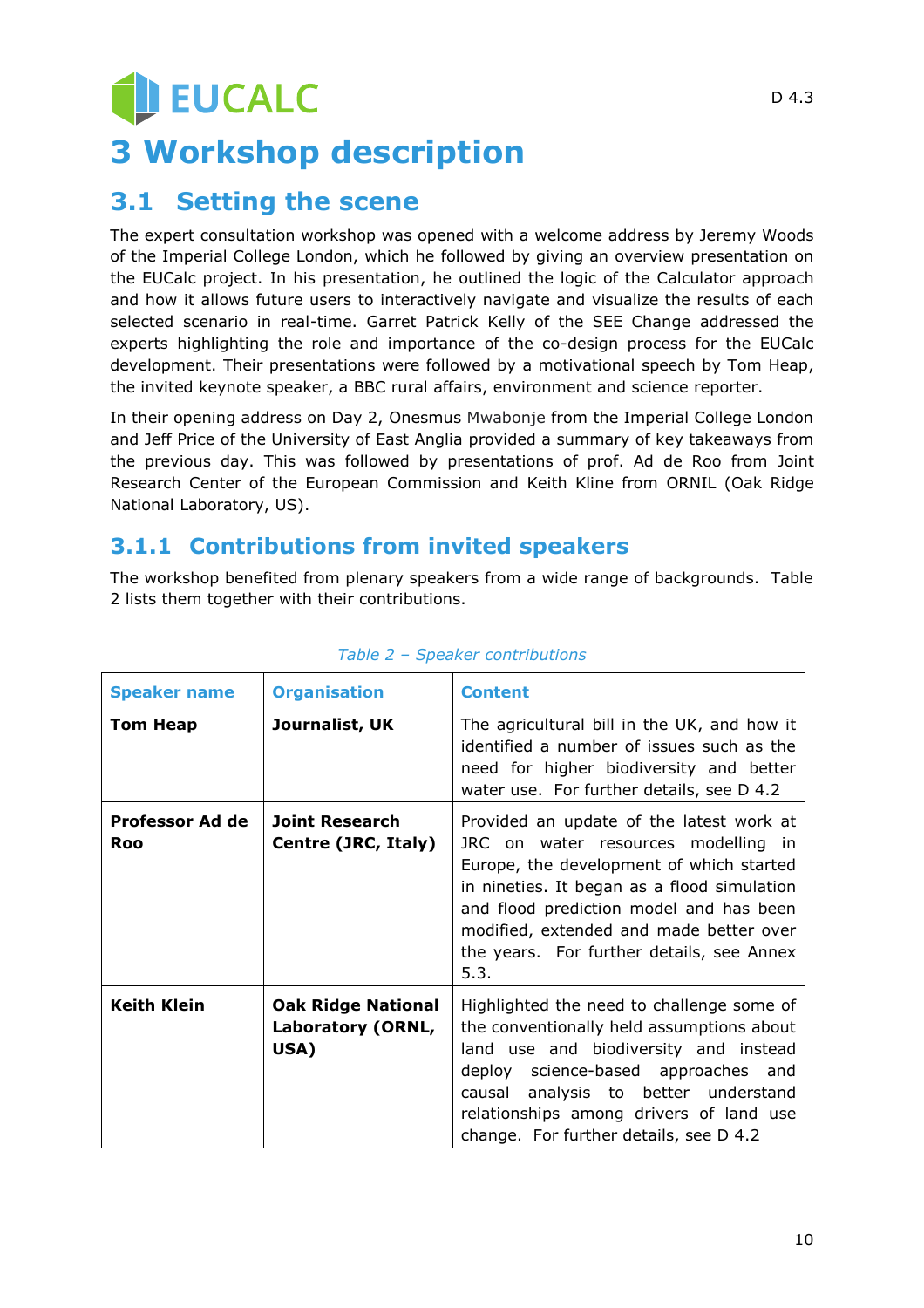# 3 Workshop description

## 3.1 Setting the scene

The expert consultation workshop was opened with a welcome address by Jeremy Woods of the Imperial College London, which he followed by giving an overview presentation on the EUCalc project. In his presentation, he outlined the logic of the Calculator approach and how it allows future users to interactively navigate and visualize the results of each selected scenario in real-time. Garret Patrick Kelly of the SEE Change addressed the experts highlighting the role and importance of the co-design process for the EUCalc development. Their presentations were followed by a motivational speech by Tom Heap, the invited keynote speaker, a BBC rural affairs, environment and science reporter.

In their opening address on Day 2, Onesmus Mwabonje from the Imperial College London and Jeff Price of the University of East Anglia provided a summary of key takeaways from the previous day. This was followed by presentations of prof. Ad de Roo from Joint Research Center of the European Commission and Keith Kline from ORNIL (Oak Ridge National Laboratory, US).

### 3.1.1 Contributions from invited speakers

The workshop benefited from plenary speakers from a wide range of backgrounds. Table 2 lists them together with their contributions.

*Table 2 – Speaker contributions*

| Speaker name | Organisation | Content |
|---|---|---|
| **Tom Heap** | **Journalist, UK** | The agricultural bill in the UK, and how it identified a number of issues such as the need for higher biodiversity and better water use. For further details, see D 4.2 |
| **Professor Ad de Roo** | **Joint Research Centre (JRC, Italy)** | Provided an update of the latest work at JRC on water resources modelling in Europe, the development of which started in nineties. It began as a flood simulation and flood prediction model and has been modified, extended and made better over the years. For further details, see Annex 5.3. |
| **Keith Klein** | **Oak Ridge National Laboratory (ORNL, USA)** | Highlighted the need to challenge some of the conventionally held assumptions about land use and biodiversity and instead deploy science-based approaches and causal analysis to better understand relationships among drivers of land use change. For further details, see D 4.2 |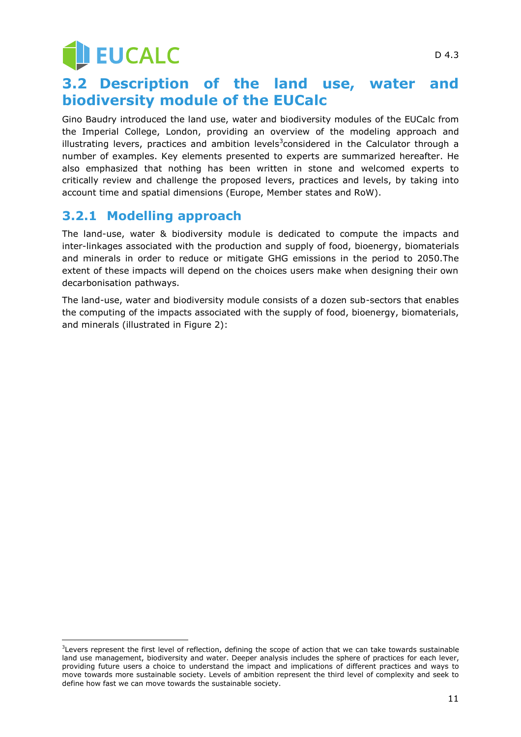## 3.2 Description of the land use, water and biodiversity module of the EUCalc

Gino Baudry introduced the land use, water and biodiversity modules of the EUCalc from the Imperial College, London, providing an overview of the modeling approach and illustrating levers, practices and ambition levels[3] considered in the Calculator through a number of examples. Key elements presented to experts are summarized hereafter. He also emphasized that nothing has been written in stone and welcomed experts to critically review and challenge the proposed levers, practices and levels, by taking into account time and spatial dimensions (Europe, Member states and RoW).

### 3.2.1 Modelling approach

The land-use, water & biodiversity module is dedicated to compute the impacts and inter-linkages associated with the production and supply of food, bioenergy, biomaterials and minerals in order to reduce or mitigate GHG emissions in the period to 2050.The extent of these impacts will depend on the choices users make when designing their own decarbonisation pathways.

The land-use, water and biodiversity module consists of a dozen sub-sectors that enables the computing of the impacts associated with the supply of food, bioenergy, biomaterials, and minerals (illustrated in Figure 2):

[3] Levers represent the first level of reflection, defining the scope of action that we can take towards sustainable land use management, biodiversity and water. Deeper analysis includes the sphere of practices for each lever, providing future users a choice to understand the impact and implications of different practices and ways to move towards more sustainable society. Levels of ambition represent the third level of complexity and seek to define how fast we can move towards the sustainable society.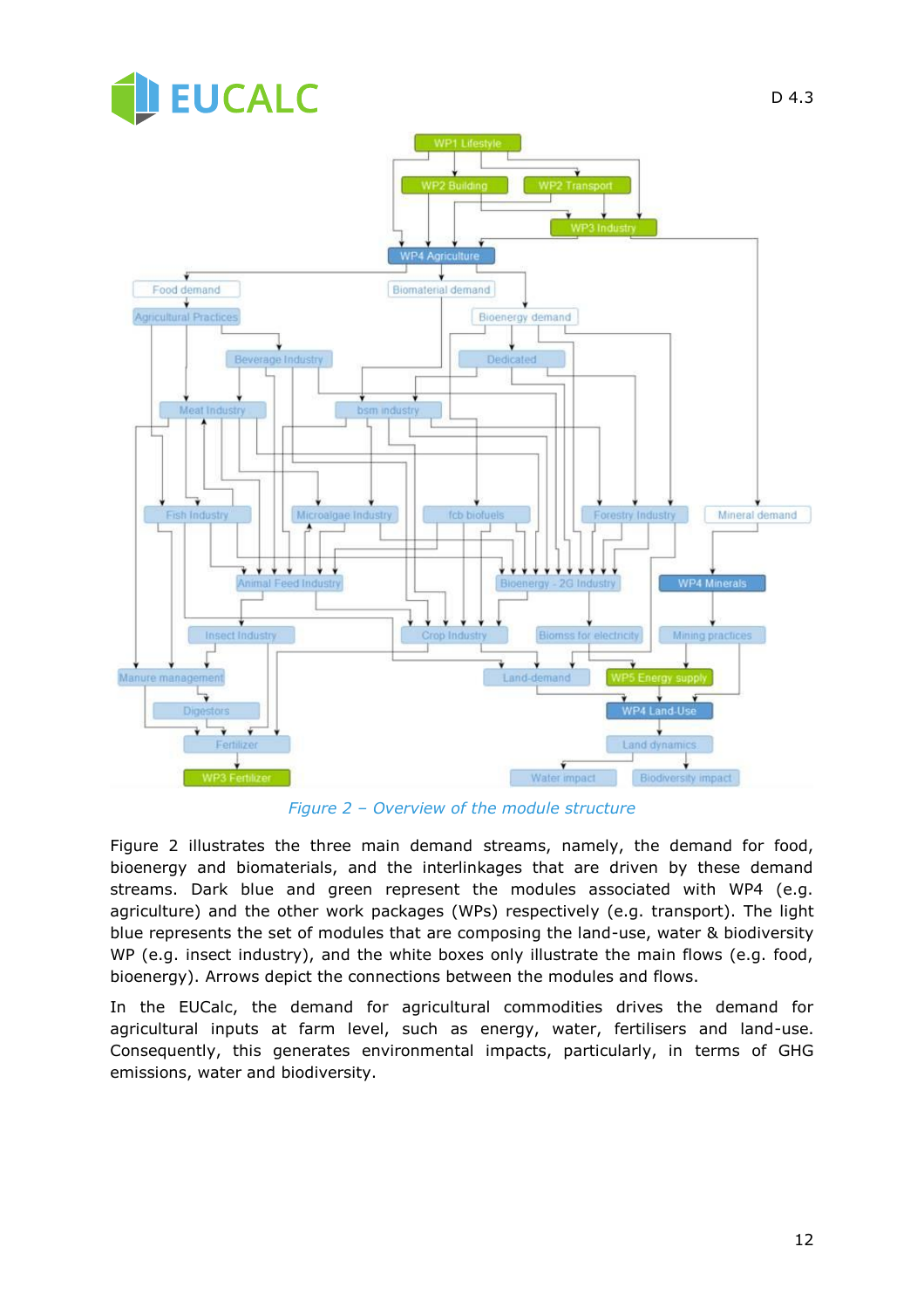Figure 2 – Overview of the module structure

Figure 2 illustrates the three main demand streams, namely, the demand for food, bioenergy and biomaterials, and the interlinkages that are driven by these demand streams. Dark blue and green represent the modules associated with WP4 (e.g. agriculture) and the other work packages (WPs) respectively (e.g. transport). The light blue represents the set of modules that are composing the land-use, water & biodiversity WP (e.g. insect industry), and the white boxes only illustrate the main flows (e.g. food, bioenergy). Arrows depict the connections between the modules and flows.

In the EUCalc, the demand for agricultural commodities drives the demand for agricultural inputs at farm level, such as energy, water, fertilisers and land-use. Consequently, this generates environmental impacts, particularly, in terms of GHG emissions, water and biodiversity.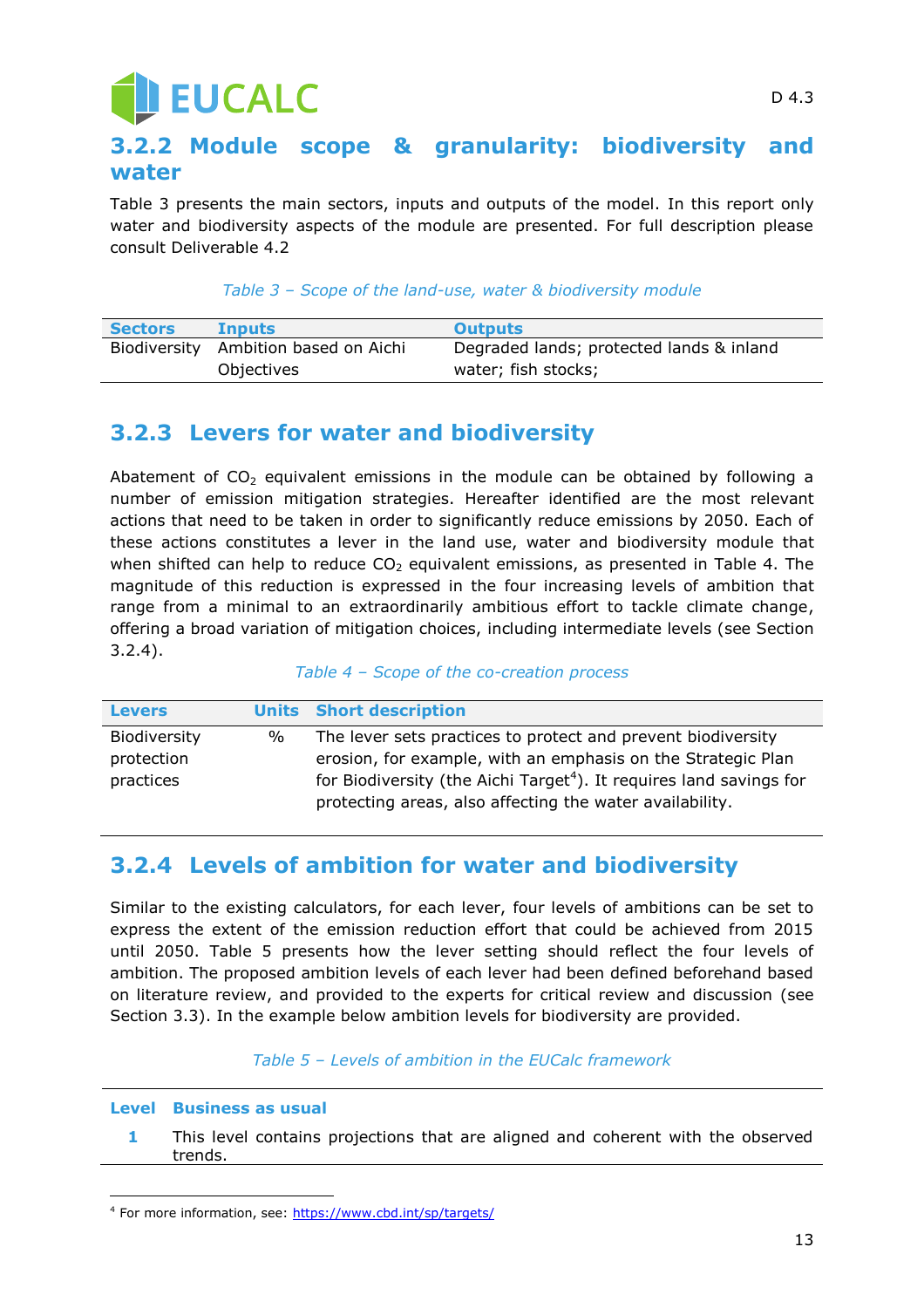### 3.2.2 Module scope & granularity: biodiversity and water

Table 3 presents the main sectors, inputs and outputs of the model. In this report only water and biodiversity aspects of the module are presented. For full description please consult Deliverable 4.2

*Table 3 – Scope of the land-use, water & biodiversity module*

| Sectors | Inputs | Outputs |
|---|---|---|
| Biodiversity | Ambition based on Aichi Objectives | Degraded lands; protected lands & inland water; fish stocks; |

### 3.2.3 Levers for water and biodiversity

Abatement of $CO_2$ equivalent emissions in the module can be obtained by following a number of emission mitigation strategies. Hereafter identified are the most relevant actions that need to be taken in order to significantly reduce emissions by 2050. Each of these actions constitutes a lever in the land use, water and biodiversity module that when shifted can help to reduce $CO_2$ equivalent emissions, as presented in Table 4. The magnitude of this reduction is expressed in the four increasing levels of ambition that range from a minimal to an extraordinarily ambitious effort to tackle climate change, offering a broad variation of mitigation choices, including intermediate levels (see Section 3.2.4).

*Table 4 – Scope of the co-creation process*

| Levers | Units | Short description |
|---|---|---|
| Biodiversity protection practices | % | The lever sets practices to protect and prevent biodiversity erosion, for example, with an emphasis on the Strategic Plan for Biodiversity (the Aichi Target[4]). It requires land savings for protecting areas, also affecting the water availability. |

### 3.2.4 Levels of ambition for water and biodiversity

Similar to the existing calculators, for each lever, four levels of ambitions can be set to express the extent of the emission reduction effort that could be achieved from 2015 until 2050. Table 5 presents how the lever setting should reflect the four levels of ambition. The proposed ambition levels of each lever had been defined beforehand based on literature review, and provided to the experts for critical review and discussion (see Section 3.3). In the example below ambition levels for biodiversity are provided.

*Table 5 – Levels of ambition in the EUCalc framework*

| Level | Business as usual |
|---|---|
| 1 | This level contains projections that are aligned and coherent with the observed trends. |

[4] For more information, see: https://www.cbd.int/sp/targets/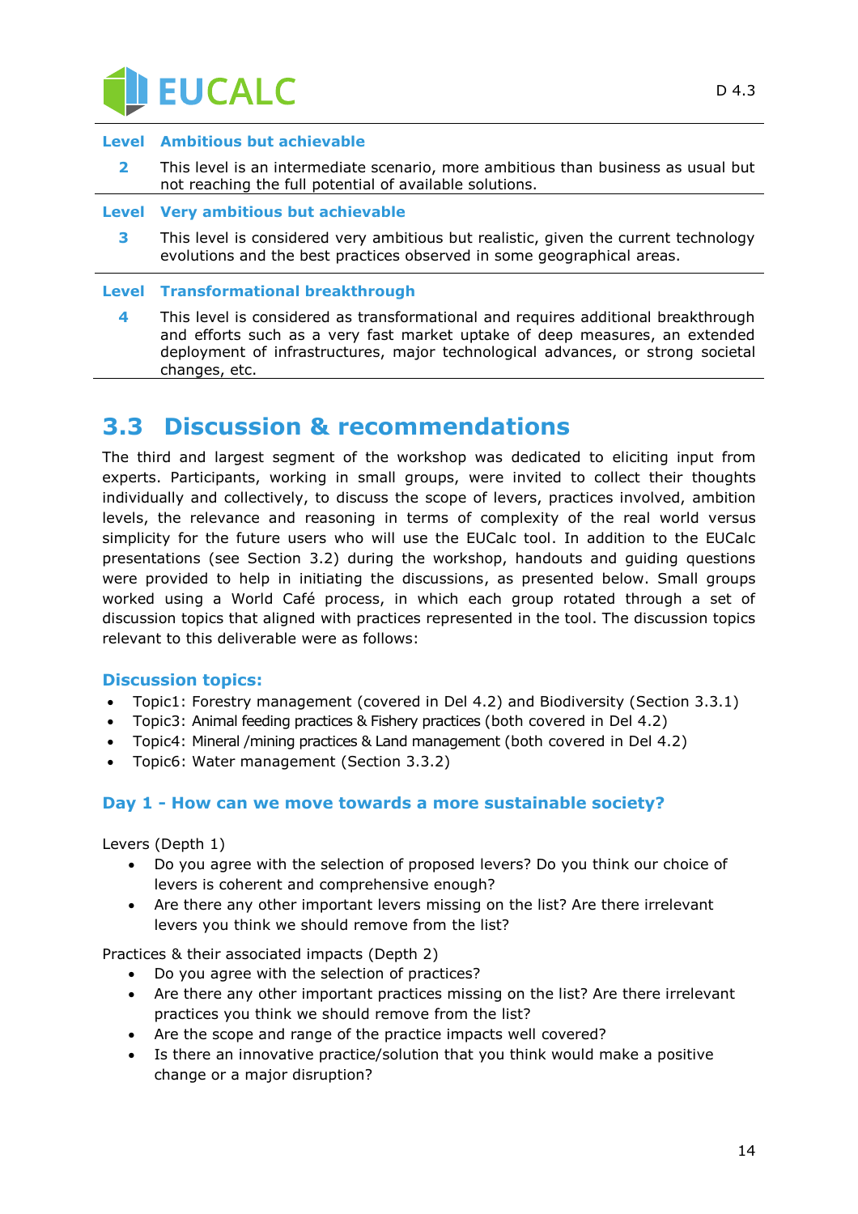| Level | Ambitious but achievable |
| --- | --- |
| 2 | This level is an intermediate scenario, more ambitious than business as usual but not reaching the full potential of available solutions. |
| **Level** | **Very ambitious but achievable** |
| 3 | This level is considered very ambitious but realistic, given the current technology evolutions and the best practices observed in some geographical areas. |
| **Level** | **Transformational breakthrough** |
| 4 | This level is considered as transformational and requires additional breakthrough and efforts such as a very fast market uptake of deep measures, an extended deployment of infrastructures, major technological advances, or strong societal changes, etc. |

## 3.3 Discussion & recommendations

The third and largest segment of the workshop was dedicated to eliciting input from experts. Participants, working in small groups, were invited to collect their thoughts individually and collectively, to discuss the scope of levers, practices involved, ambition levels, the relevance and reasoning in terms of complexity of the real world versus simplicity for the future users who will use the EUCalc tool. In addition to the EUCalc presentations (see Section 3.2) during the workshop, handouts and guiding questions were provided to help in initiating the discussions, as presented below. Small groups worked using a World Café process, in which each group rotated through a set of discussion topics that aligned with practices represented in the tool. The discussion topics relevant to this deliverable were as follows:

### Discussion topics:

- Topic1: Forestry management (covered in Del 4.2) and Biodiversity (Section 3.3.1)
- Topic3: Animal feeding practices & Fishery practices (both covered in Del 4.2)
- Topic4: Mineral /mining practices & Land management (both covered in Del 4.2)
- Topic6: Water management (Section 3.3.2)

### Day 1 - How can we move towards a more sustainable society?

Levers (Depth 1)

- Do you agree with the selection of proposed levers? Do you think our choice of levers is coherent and comprehensive enough?
- Are there any other important levers missing on the list? Are there irrelevant levers you think we should remove from the list?

Practices & their associated impacts (Depth 2)

- Do you agree with the selection of practices?
- Are there any other important practices missing on the list? Are there irrelevant practices you think we should remove from the list?
- Are the scope and range of the practice impacts well covered?
- Is there an innovative practice/solution that you think would make a positive change or a major disruption?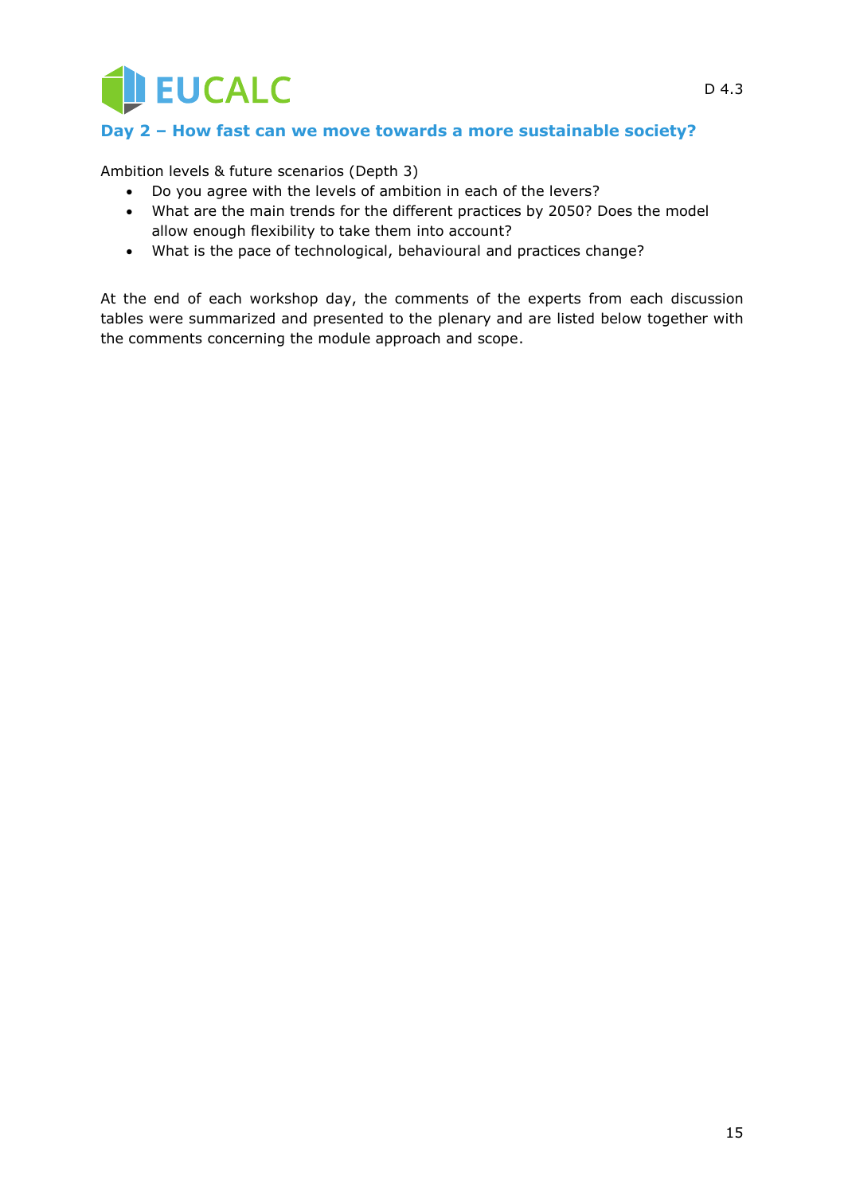### Day 2 – How fast can we move towards a more sustainable society?

Ambition levels & future scenarios (Depth 3)

- Do you agree with the levels of ambition in each of the levers?
- What are the main trends for the different practices by 2050? Does the model allow enough flexibility to take them into account?
- What is the pace of technological, behavioural and practices change?

At the end of each workshop day, the comments of the experts from each discussion tables were summarized and presented to the plenary and are listed below together with the comments concerning the module approach and scope.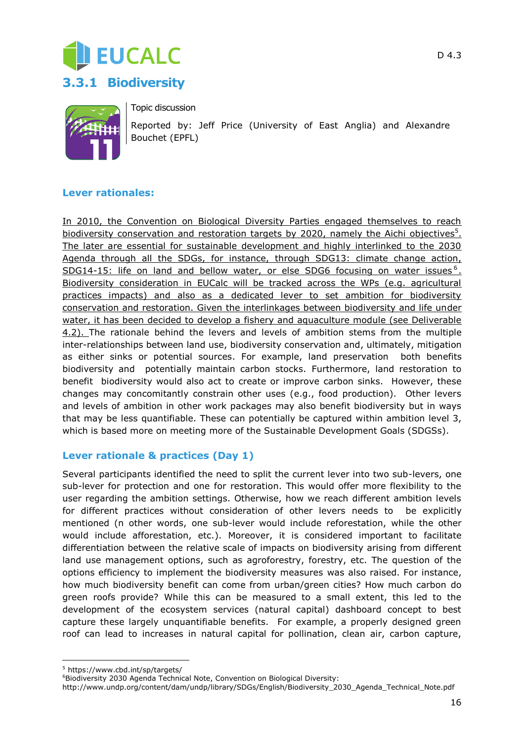### 3.3.1 Biodiversity

Topic discussion

Reported by: Jeff Price (University of East Anglia) and Alexandre Bouchet (EPFL)

**Lever rationales:**

In 2010, the Convention on Biological Diversity Parties engaged themselves to reach biodiversity conservation and restoration targets by 2020, namely the Aichi objectives[5]. The later are essential for sustainable development and highly interlinked to the 2030 Agenda through all the SDGs, for instance, through SDG13: climate change action, SDG14-15: life on land and bellow water, or else SDG6 focusing on water issues[6]. Biodiversity consideration in EUCalc will be tracked across the WPs (e.g. agricultural practices impacts) and also as a dedicated lever to set ambition for biodiversity conservation and restoration. Given the interlinkages between biodiversity and life under water, it has been decided to develop a fishery and aquaculture module (see Deliverable 4.2). The rationale behind the levers and levels of ambition stems from the multiple inter-relationships between land use, biodiversity conservation and, ultimately, mitigation as either sinks or potential sources. For example, land preservation both benefits biodiversity and potentially maintain carbon stocks. Furthermore, land restoration to benefit biodiversity would also act to create or improve carbon sinks. However, these changes may concomitantly constrain other uses (e.g., food production). Other levers and levels of ambition in other work packages may also benefit biodiversity but in ways that may be less quantifiable. These can potentially be captured within ambition level 3, which is based more on meeting more of the Sustainable Development Goals (SDGSs).

**Lever rationale & practices (Day 1)**

Several participants identified the need to split the current lever into two sub-levers, one sub-lever for protection and one for restoration. This would offer more flexibility to the user regarding the ambition settings. Otherwise, how we reach different ambition levels for different practices without consideration of other levers needs to be explicitly mentioned (n other words, one sub-lever would include reforestation, while the other would include afforestation, etc.). Moreover, it is considered important to facilitate differentiation between the relative scale of impacts on biodiversity arising from different land use management options, such as agroforestry, forestry, etc. The question of the options efficiency to implement the biodiversity measures was also raised. For instance, how much biodiversity benefit can come from urban/green cities? How much carbon do green roofs provide? While this can be measured to a small extent, this led to the development of the ecosystem services (natural capital) dashboard concept to best capture these largely unquantifiable benefits. For example, a properly designed green roof can lead to increases in natural capital for pollination, clean air, carbon capture,

[5] https://www.cbd.int/sp/targets/

[6] Biodiversity 2030 Agenda Technical Note, Convention on Biological Diversity: http://www.undp.org/content/dam/undp/library/SDGs/English/Biodiversity_2030_Agenda_Technical_Note.pdf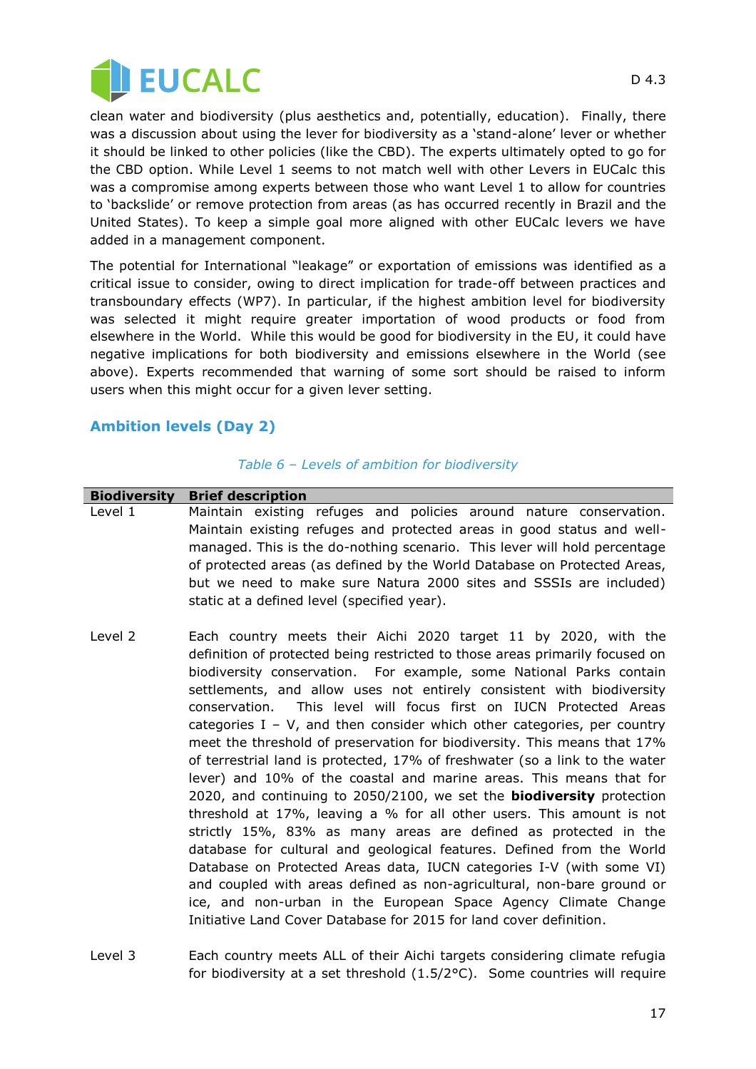clean water and biodiversity (plus aesthetics and, potentially, education). Finally, there was a discussion about using the lever for biodiversity as a 'stand-alone' lever or whether it should be linked to other policies (like the CBD). The experts ultimately opted to go for the CBD option. While Level 1 seems to not match well with other Levers in EUCalc this was a compromise among experts between those who want Level 1 to allow for countries to 'backslide' or remove protection from areas (as has occurred recently in Brazil and the United States). To keep a simple goal more aligned with other EUCalc levers we have added in a management component.

The potential for International "leakage" or exportation of emissions was identified as a critical issue to consider, owing to direct implication for trade-off between practices and transboundary effects (WP7). In particular, if the highest ambition level for biodiversity was selected it might require greater importation of wood products or food from elsewhere in the World. While this would be good for biodiversity in the EU, it could have negative implications for both biodiversity and emissions elsewhere in the World (see above). Experts recommended that warning of some sort should be raised to inform users when this might occur for a given lever setting.

## Ambition levels (Day 2)

*Table 6 – Levels of ambition for biodiversity*

| Biodiversity | Brief description |
|---|---|
| Level 1 | Maintain existing refuges and policies around nature conservation. Maintain existing refuges and protected areas in good status and well-managed. This is the do-nothing scenario. This lever will hold percentage of protected areas (as defined by the World Database on Protected Areas, but we need to make sure Natura 2000 sites and SSSIs are included) static at a defined level (specified year). |
| Level 2 | Each country meets their Aichi 2020 target 11 by 2020, with the definition of protected being restricted to those areas primarily focused on biodiversity conservation. For example, some National Parks contain settlements, and allow uses not entirely consistent with biodiversity conservation. This level will focus first on IUCN Protected Areas categories I – V, and then consider which other categories, per country meet the threshold of preservation for biodiversity. This means that 17% of terrestrial land is protected, 17% of freshwater (so a link to the water lever) and 10% of the coastal and marine areas. This means that for 2020, and continuing to 2050/2100, we set the **biodiversity** protection threshold at 17%, leaving a % for all other users. This amount is not strictly 15%, 83% as many areas are defined as protected in the database for cultural and geological features. Defined from the World Database on Protected Areas data, IUCN categories I-V (with some VI) and coupled with areas defined as non-agricultural, non-bare ground or ice, and non-urban in the European Space Agency Climate Change Initiative Land Cover Database for 2015 for land cover definition. |
| Level 3 | Each country meets ALL of their Aichi targets considering climate refugia for biodiversity at a set threshold (1.5/2°C). Some countries will require |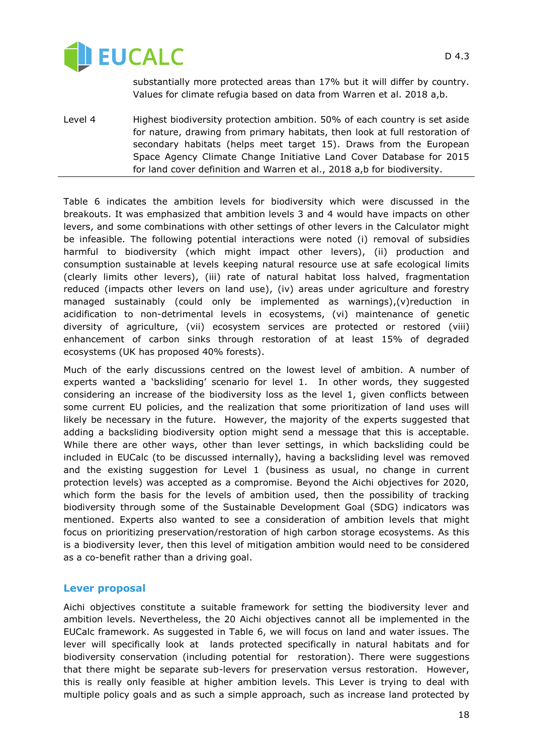| | |
|---|---|
| | substantially more protected areas than 17% but it will differ by country. Values for climate refugia based on data from Warren et al. 2018 a,b. |
| Level 4 | Highest biodiversity protection ambition. 50% of each country is set aside for nature, drawing from primary habitats, then look at full restoration of secondary habitats (helps meet target 15). Draws from the European Space Agency Climate Change Initiative Land Cover Database for 2015 for land cover definition and Warren et al., 2018 a,b for biodiversity. |

Table 6 indicates the ambition levels for biodiversity which were discussed in the breakouts. It was emphasized that ambition levels 3 and 4 would have impacts on other levers, and some combinations with other settings of other levers in the Calculator might be infeasible. The following potential interactions were noted (i) removal of subsidies harmful to biodiversity (which might impact other levers), (ii) production and consumption sustainable at levels keeping natural resource use at safe ecological limits (clearly limits other levers), (iii) rate of natural habitat loss halved, fragmentation reduced (impacts other levers on land use), (iv) areas under agriculture and forestry managed sustainably (could only be implemented as warnings),(v)reduction in acidification to non-detrimental levels in ecosystems, (vi) maintenance of genetic diversity of agriculture, (vii) ecosystem services are protected or restored (viii) enhancement of carbon sinks through restoration of at least 15% of degraded ecosystems (UK has proposed 40% forests).

Much of the early discussions centred on the lowest level of ambition. A number of experts wanted a 'backsliding' scenario for level 1. In other words, they suggested considering an increase of the biodiversity loss as the level 1, given conflicts between some current EU policies, and the realization that some prioritization of land uses will likely be necessary in the future. However, the majority of the experts suggested that adding a backsliding biodiversity option might send a message that this is acceptable. While there are other ways, other than lever settings, in which backsliding could be included in EUCalc (to be discussed internally), having a backsliding level was removed and the existing suggestion for Level 1 (business as usual, no change in current protection levels) was accepted as a compromise. Beyond the Aichi objectives for 2020, which form the basis for the levels of ambition used, then the possibility of tracking biodiversity through some of the Sustainable Development Goal (SDG) indicators was mentioned. Experts also wanted to see a consideration of ambition levels that might focus on prioritizing preservation/restoration of high carbon storage ecosystems. As this is a biodiversity lever, then this level of mitigation ambition would need to be considered as a co-benefit rather than a driving goal.

### Lever proposal

Aichi objectives constitute a suitable framework for setting the biodiversity lever and ambition levels. Nevertheless, the 20 Aichi objectives cannot all be implemented in the EUCalc framework. As suggested in Table 6, we will focus on land and water issues. The lever will specifically look at lands protected specifically in natural habitats and for biodiversity conservation (including potential for restoration). There were suggestions that there might be separate sub-levers for preservation versus restoration. However, this is really only feasible at higher ambition levels. This Lever is trying to deal with multiple policy goals and as such a simple approach, such as increase land protected by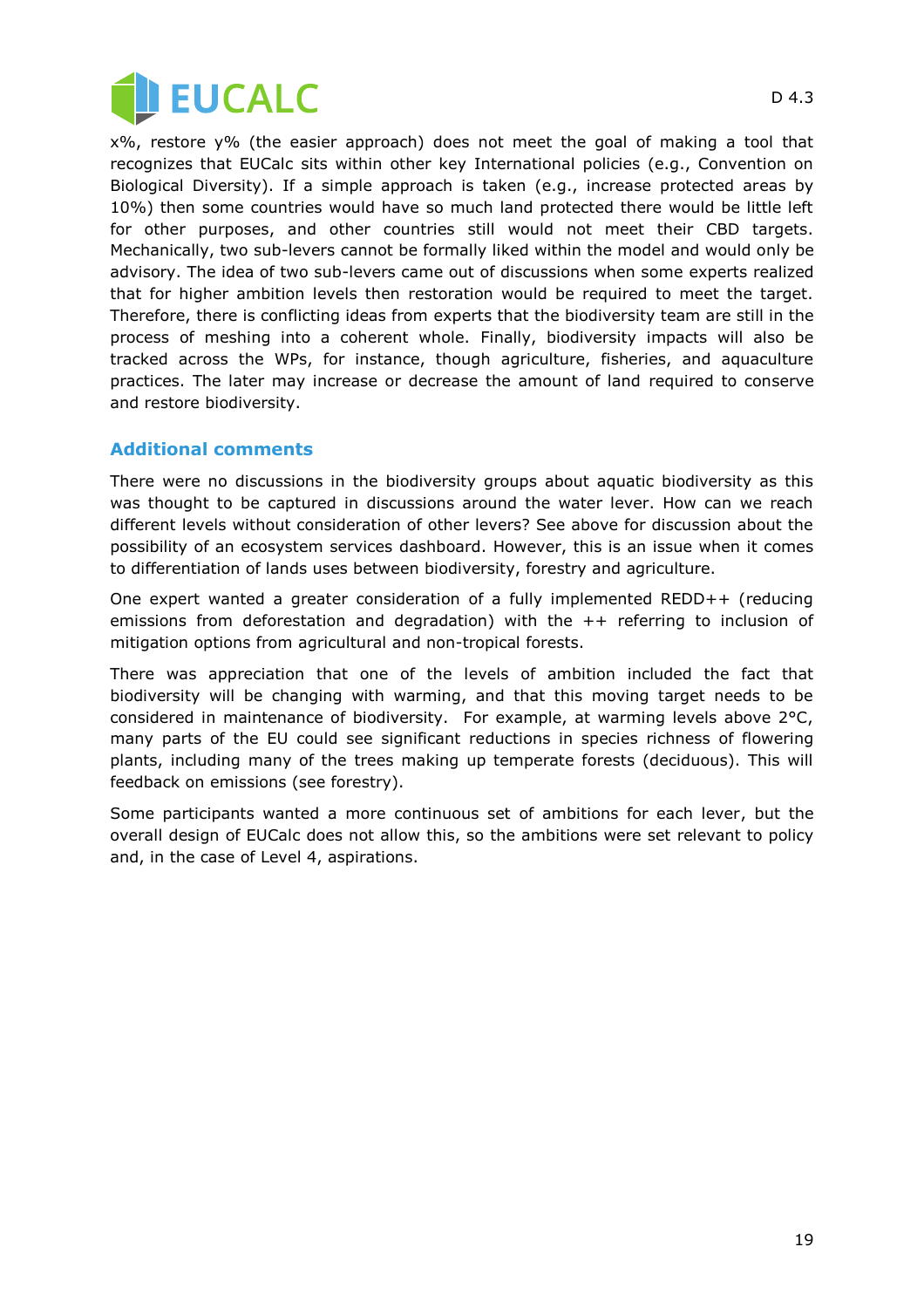x%, restore y% (the easier approach) does not meet the goal of making a tool that recognizes that EUCalc sits within other key International policies (e.g., Convention on Biological Diversity). If a simple approach is taken (e.g., increase protected areas by 10%) then some countries would have so much land protected there would be little left for other purposes, and other countries still would not meet their CBD targets. Mechanically, two sub-levers cannot be formally liked within the model and would only be advisory. The idea of two sub-levers came out of discussions when some experts realized that for higher ambition levels then restoration would be required to meet the target. Therefore, there is conflicting ideas from experts that the biodiversity team are still in the process of meshing into a coherent whole. Finally, biodiversity impacts will also be tracked across the WPs, for instance, though agriculture, fisheries, and aquaculture practices. The later may increase or decrease the amount of land required to conserve and restore biodiversity.

### Additional comments

There were no discussions in the biodiversity groups about aquatic biodiversity as this was thought to be captured in discussions around the water lever. How can we reach different levels without consideration of other levers? See above for discussion about the possibility of an ecosystem services dashboard. However, this is an issue when it comes to differentiation of lands uses between biodiversity, forestry and agriculture.

One expert wanted a greater consideration of a fully implemented REDD++ (reducing emissions from deforestation and degradation) with the ++ referring to inclusion of mitigation options from agricultural and non-tropical forests.

There was appreciation that one of the levels of ambition included the fact that biodiversity will be changing with warming, and that this moving target needs to be considered in maintenance of biodiversity. For example, at warming levels above 2°C, many parts of the EU could see significant reductions in species richness of flowering plants, including many of the trees making up temperate forests (deciduous). This will feedback on emissions (see forestry).

Some participants wanted a more continuous set of ambitions for each lever, but the overall design of EUCalc does not allow this, so the ambitions were set relevant to policy and, in the case of Level 4, aspirations.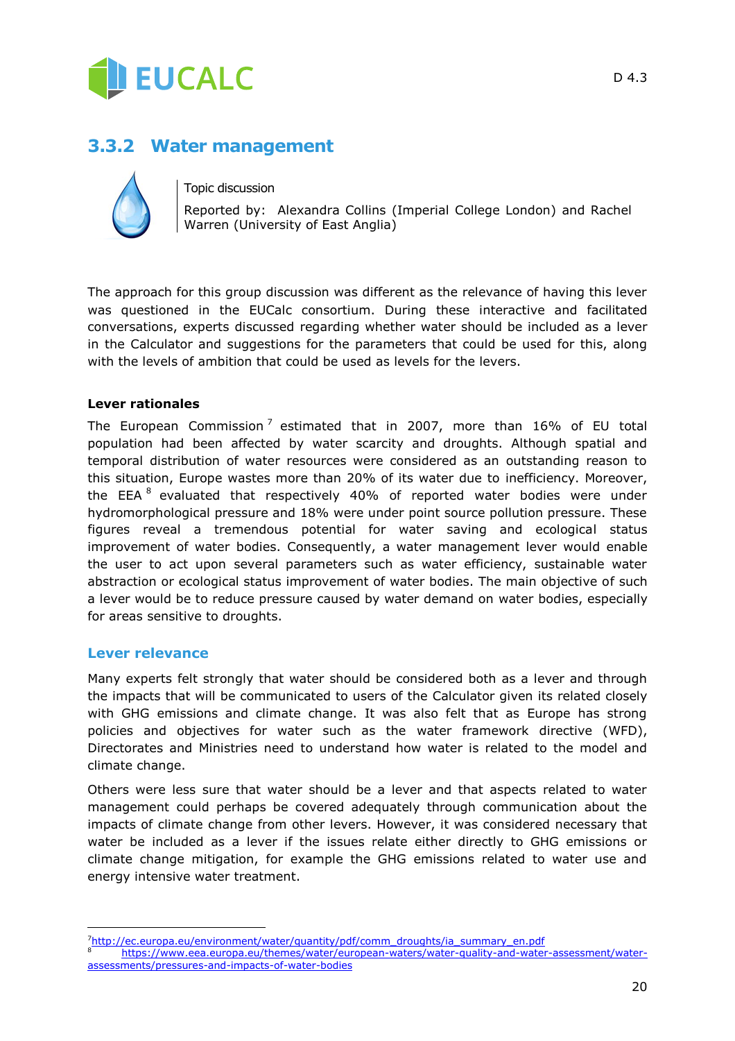## 3.3.2 Water management

Topic discussion

Reported by: Alexandra Collins (Imperial College London) and Rachel Warren (University of East Anglia)

The approach for this group discussion was different as the relevance of having this lever was questioned in the EUCalc consortium. During these interactive and facilitated conversations, experts discussed regarding whether water should be included as a lever in the Calculator and suggestions for the parameters that could be used for this, along with the levels of ambition that could be used as levels for the levers.

**Lever rationales**

The European Commission [7] estimated that in 2007, more than 16% of EU total population had been affected by water scarcity and droughts. Although spatial and temporal distribution of water resources were considered as an outstanding reason to this situation, Europe wastes more than 20% of its water due to inefficiency. Moreover, the EEA [8] evaluated that respectively 40% of reported water bodies were under hydromorphological pressure and 18% were under point source pollution pressure. These figures reveal a tremendous potential for water saving and ecological status improvement of water bodies. Consequently, a water management lever would enable the user to act upon several parameters such as water efficiency, sustainable water abstraction or ecological status improvement of water bodies. The main objective of such a lever would be to reduce pressure caused by water demand on water bodies, especially for areas sensitive to droughts.

### Lever relevance

Many experts felt strongly that water should be considered both as a lever and through the impacts that will be communicated to users of the Calculator given its related closely with GHG emissions and climate change. It was also felt that as Europe has strong policies and objectives for water such as the water framework directive (WFD), Directorates and Ministries need to understand how water is related to the model and climate change.

Others were less sure that water should be a lever and that aspects related to water management could perhaps be covered adequately through communication about the impacts of climate change from other levers. However, it was considered necessary that water be included as a lever if the issues relate either directly to GHG emissions or climate change mitigation, for example the GHG emissions related to water use and energy intensive water treatment.

---

[7] http://ec.europa.eu/environment/water/quantity/pdf/comm_droughts/ia_summary_en.pdf

[8] https://www.eea.europa.eu/themes/water/european-waters/water-quality-and-water-assessment/water-assessments/pressures-and-impacts-of-water-bodies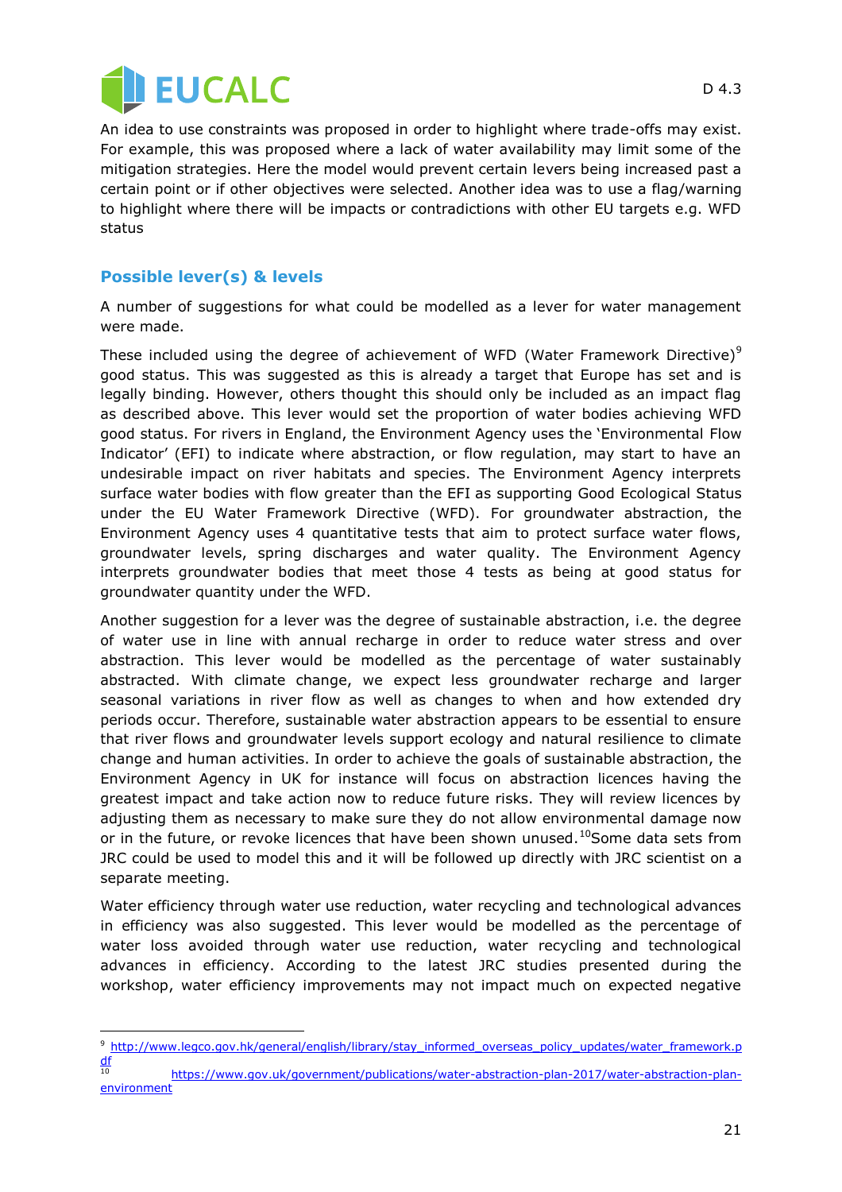An idea to use constraints was proposed in order to highlight where trade-offs may exist. For example, this was proposed where a lack of water availability may limit some of the mitigation strategies. Here the model would prevent certain levers being increased past a certain point or if other objectives were selected. Another idea was to use a flag/warning to highlight where there will be impacts or contradictions with other EU targets e.g. WFD status

## Possible lever(s) & levels

A number of suggestions for what could be modelled as a lever for water management were made.

These included using the degree of achievement of WFD (Water Framework Directive)[9] good status. This was suggested as this is already a target that Europe has set and is legally binding. However, others thought this should only be included as an impact flag as described above. This lever would set the proportion of water bodies achieving WFD good status. For rivers in England, the Environment Agency uses the 'Environmental Flow Indicator' (EFI) to indicate where abstraction, or flow regulation, may start to have an undesirable impact on river habitats and species. The Environment Agency interprets surface water bodies with flow greater than the EFI as supporting Good Ecological Status under the EU Water Framework Directive (WFD). For groundwater abstraction, the Environment Agency uses 4 quantitative tests that aim to protect surface water flows, groundwater levels, spring discharges and water quality. The Environment Agency interprets groundwater bodies that meet those 4 tests as being at good status for groundwater quantity under the WFD.

Another suggestion for a lever was the degree of sustainable abstraction, i.e. the degree of water use in line with annual recharge in order to reduce water stress and over abstraction. This lever would be modelled as the percentage of water sustainably abstracted. With climate change, we expect less groundwater recharge and larger seasonal variations in river flow as well as changes to when and how extended dry periods occur. Therefore, sustainable water abstraction appears to be essential to ensure that river flows and groundwater levels support ecology and natural resilience to climate change and human activities. In order to achieve the goals of sustainable abstraction, the Environment Agency in UK for instance will focus on abstraction licences having the greatest impact and take action now to reduce future risks. They will review licences by adjusting them as necessary to make sure they do not allow environmental damage now or in the future, or revoke licences that have been shown unused.[10] Some data sets from JRC could be used to model this and it will be followed up directly with JRC scientist on a separate meeting.

Water efficiency through water use reduction, water recycling and technological advances in efficiency was also suggested. This lever would be modelled as the percentage of water loss avoided through water use reduction, water recycling and technological advances in efficiency. According to the latest JRC studies presented during the workshop, water efficiency improvements may not impact much on expected negative

---

[9] http://www.legco.gov.hk/general/english/library/stay_informed_overseas_policy_updates/water_framework.pdf

[10] https://www.gov.uk/government/publications/water-abstraction-plan-2017/water-abstraction-plan-environment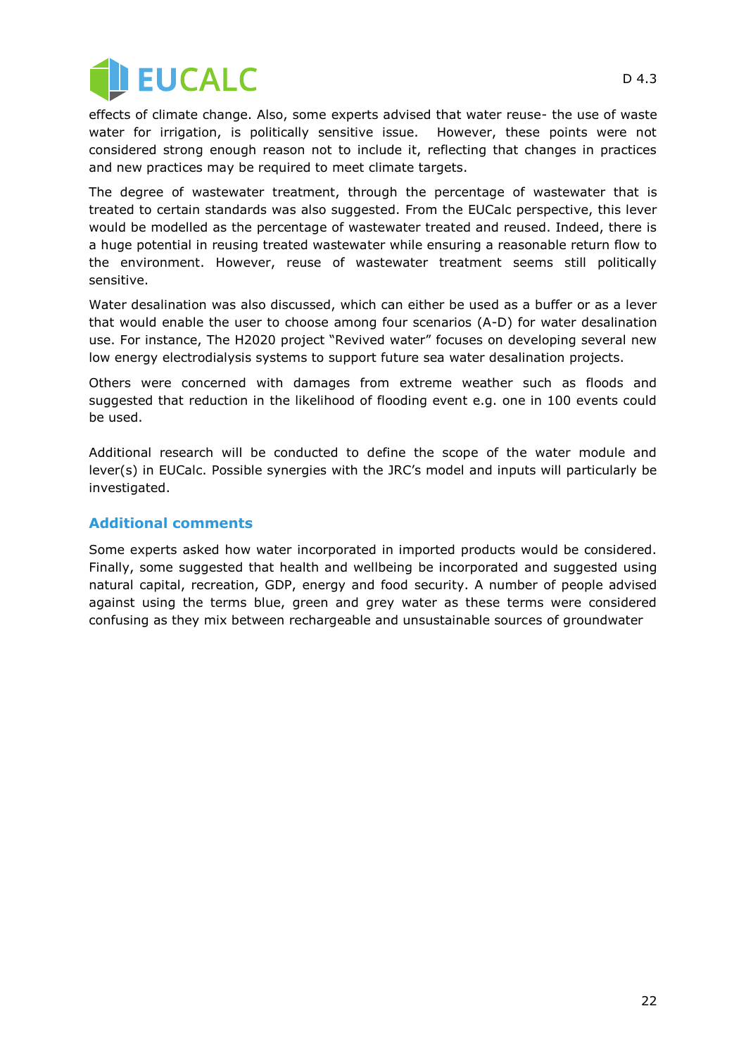effects of climate change. Also, some experts advised that water reuse- the use of waste water for irrigation, is politically sensitive issue.  However, these points were not considered strong enough reason not to include it, reflecting that changes in practices and new practices may be required to meet climate targets.

The degree of wastewater treatment, through the percentage of wastewater that is treated to certain standards was also suggested. From the EUCalc perspective, this lever would be modelled as the percentage of wastewater treated and reused. Indeed, there is a huge potential in reusing treated wastewater while ensuring a reasonable return flow to the environment. However, reuse of wastewater treatment seems still politically sensitive.

Water desalination was also discussed, which can either be used as a buffer or as a lever that would enable the user to choose among four scenarios (A-D) for water desalination use. For instance, The H2020 project "Revived water" focuses on developing several new low energy electrodialysis systems to support future sea water desalination projects.

Others were concerned with damages from extreme weather such as floods and suggested that reduction in the likelihood of flooding event e.g. one in 100 events could be used.

Additional research will be conducted to define the scope of the water module and lever(s) in EUCalc. Possible synergies with the JRC's model and inputs will particularly be investigated.

## Additional comments

Some experts asked how water incorporated in imported products would be considered. Finally, some suggested that health and wellbeing be incorporated and suggested using natural capital, recreation, GDP, energy and food security. A number of people advised against using the terms blue, green and grey water as these terms were considered confusing as they mix between rechargeable and unsustainable sources of groundwater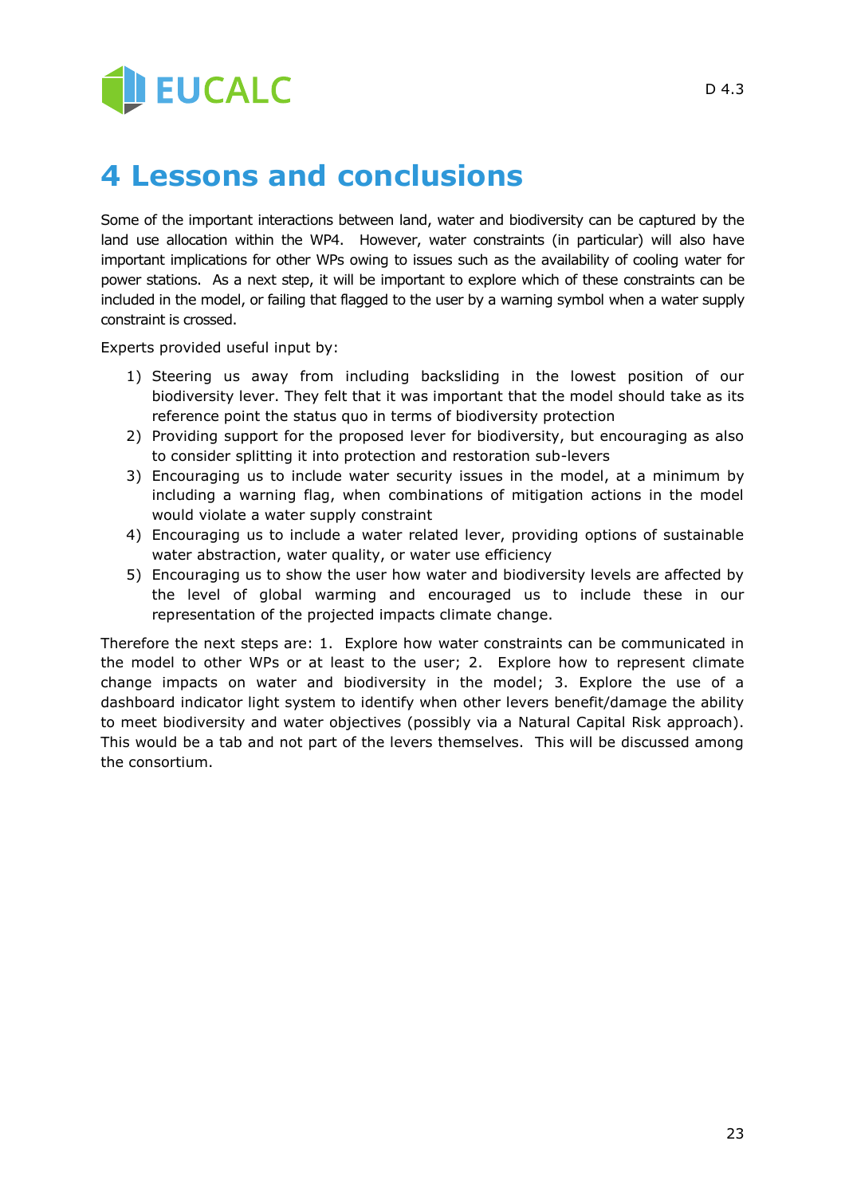# 4 Lessons and conclusions

Some of the important interactions between land, water and biodiversity can be captured by the land use allocation within the WP4. However, water constraints (in particular) will also have important implications for other WPs owing to issues such as the availability of cooling water for power stations. As a next step, it will be important to explore which of these constraints can be included in the model, or failing that flagged to the user by a warning symbol when a water supply constraint is crossed.

Experts provided useful input by:

1) Steering us away from including backsliding in the lowest position of our biodiversity lever. They felt that it was important that the model should take as its reference point the status quo in terms of biodiversity protection
2) Providing support for the proposed lever for biodiversity, but encouraging as also to consider splitting it into protection and restoration sub-levers
3) Encouraging us to include water security issues in the model, at a minimum by including a warning flag, when combinations of mitigation actions in the model would violate a water supply constraint
4) Encouraging us to include a water related lever, providing options of sustainable water abstraction, water quality, or water use efficiency
5) Encouraging us to show the user how water and biodiversity levels are affected by the level of global warming and encouraged us to include these in our representation of the projected impacts climate change.

Therefore the next steps are: 1. Explore how water constraints can be communicated in the model to other WPs or at least to the user; 2. Explore how to represent climate change impacts on water and biodiversity in the model; 3. Explore the use of a dashboard indicator light system to identify when other levers benefit/damage the ability to meet biodiversity and water objectives (possibly via a Natural Capital Risk approach). This would be a tab and not part of the levers themselves. This will be discussed among the consortium.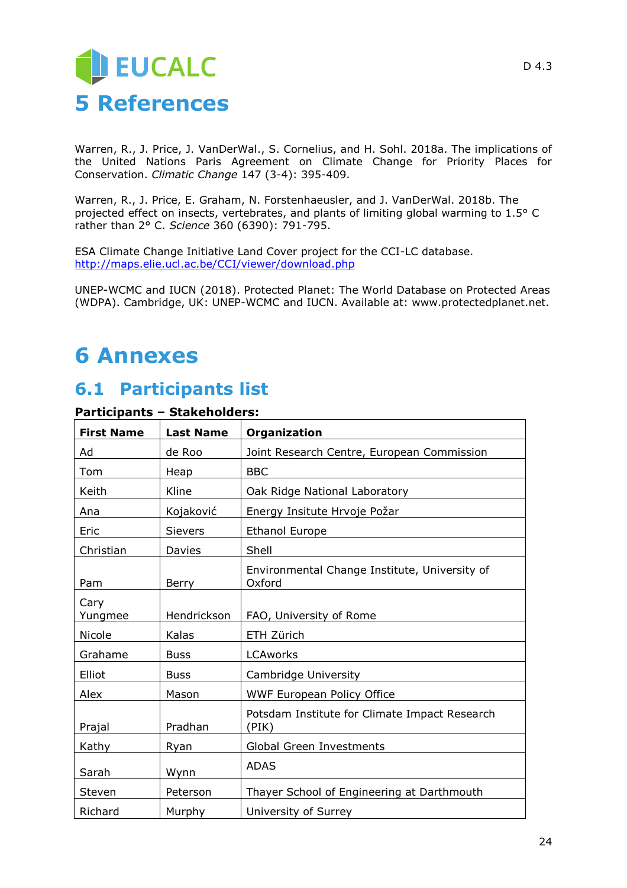# 5 References

Warren, R., J. Price, J. VanDerWal., S. Cornelius, and H. Sohl. 2018a. The implications of the United Nations Paris Agreement on Climate Change for Priority Places for Conservation. *Climatic Change* 147 (3-4): 395-409.

Warren, R., J. Price, E. Graham, N. Forstenhaeusler, and J. VanDerWal. 2018b. The projected effect on insects, vertebrates, and plants of limiting global warming to 1.5° C rather than 2° C. *Science* 360 (6390): 791-795.

ESA Climate Change Initiative Land Cover project for the CCI-LC database. http://maps.elie.ucl.ac.be/CCI/viewer/download.php

UNEP-WCMC and IUCN (2018). Protected Planet: The World Database on Protected Areas (WDPA). Cambridge, UK: UNEP-WCMC and IUCN. Available at: www.protectedplanet.net.

# 6 Annexes

## 6.1 Participants list

**Participants – Stakeholders:**

| First Name | Last Name | Organization |
|---|---|---|
| Ad | de Roo | Joint Research Centre, European Commission |
| Tom | Heap | BBC |
| Keith | Kline | Oak Ridge National Laboratory |
| Ana | Kojaković | Energy Insitute Hrvoje Požar |
| Eric | Sievers | Ethanol Europe |
| Christian | Davies | Shell |
| Pam | Berry | Environmental Change Institute, University of Oxford |
| Cary Yungmee | Hendrickson | FAO, University of Rome |
| Nicole | Kalas | ETH Zürich |
| Grahame | Buss | LCAworks |
| Elliot | Buss | Cambridge University |
| Alex | Mason | WWF European Policy Office |
| Prajal | Pradhan | Potsdam Institute for Climate Impact Research (PIK) |
| Kathy | Ryan | Global Green Investments |
| Sarah | Wynn | ADAS |
| Steven | Peterson | Thayer School of Engineering at Darthmouth |
| Richard | Murphy | University of Surrey |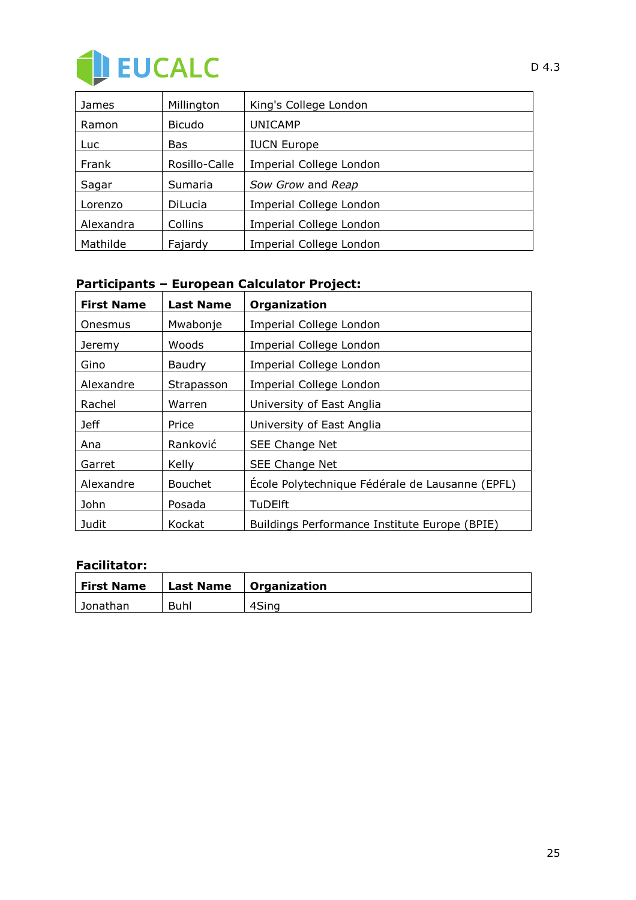| | | |
|---|---|---|
| James | Millington | King's College London |
| Ramon | Bicudo | UNICAMP |
| Luc | Bas | IUCN Europe |
| Frank | Rosillo-Calle | Imperial College London |
| Sagar | Sumaria | *Sow Grow* and *Reap* |
| Lorenzo | DiLucia | Imperial College London |
| Alexandra | Collins | Imperial College London |
| Mathilde | Fajardy | Imperial College London |

**Participants – European Calculator Project:**

| First Name | Last Name | Organization |
|---|---|---|
| Onesmus | Mwabonje | Imperial College London |
| Jeremy | Woods | Imperial College London |
| Gino | Baudry | Imperial College London |
| Alexandre | Strapasson | Imperial College London |
| Rachel | Warren | University of East Anglia |
| Jeff | Price | University of East Anglia |
| Ana | Ranković | SEE Change Net |
| Garret | Kelly | SEE Change Net |
| Alexandre | Bouchet | École Polytechnique Fédérale de Lausanne (EPFL) |
| John | Posada | TuDElft |
| Judit | Kockat | Buildings Performance Institute Europe (BPIE) |

**Facilitator:**

| First Name | Last Name | Organization |
|---|---|---|
| Jonathan | Buhl | 4Sing |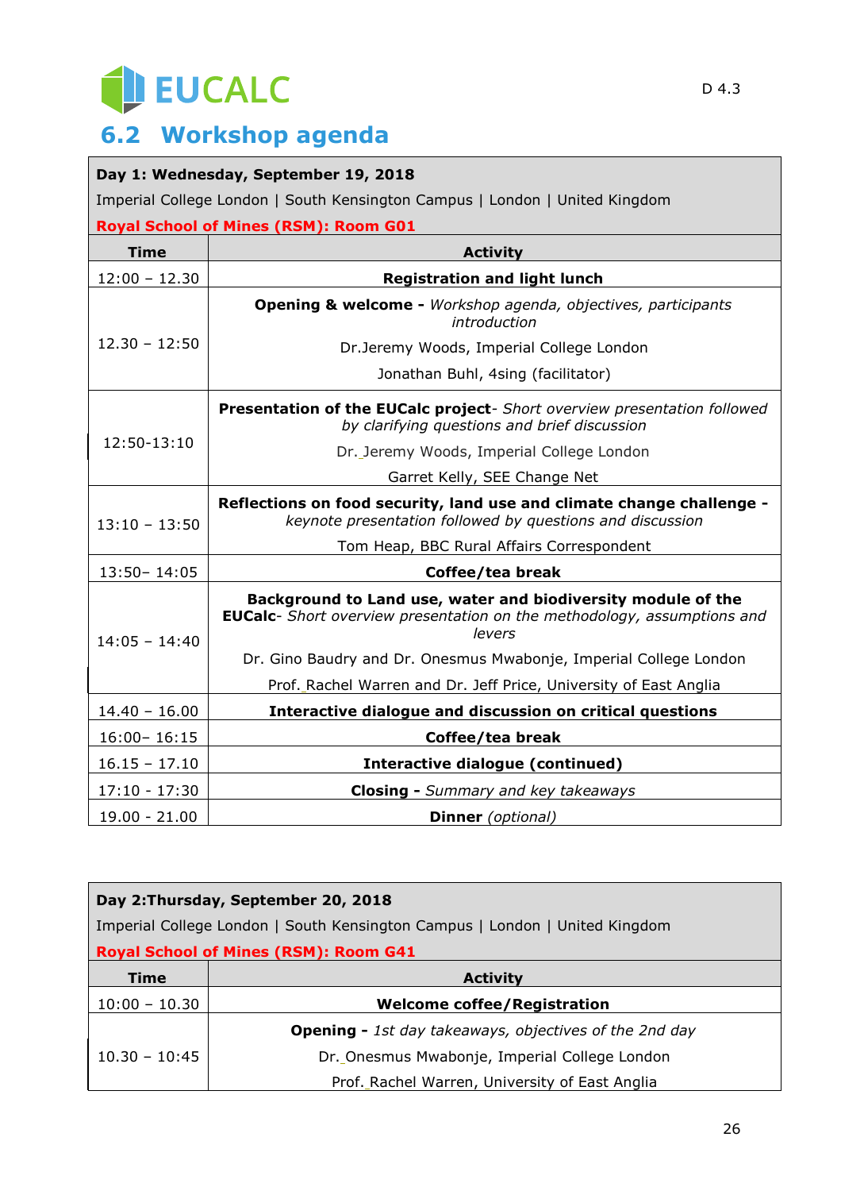## 6.2 Workshop agenda

| **Day 1: Wednesday, September 19, 2018**<br>Imperial College London \| South Kensington Campus \| London \| United Kingdom<br>**Royal School of Mines (RSM): Room G01** | |
|---|---|
| **Time** | **Activity** |
| 12:00 – 12.30 | **Registration and light lunch** |
| 12.30 – 12:50 | **Opening & welcome -** *Workshop agenda, objectives, participants introduction*<br>Dr.Jeremy Woods, Imperial College London<br>Jonathan Buhl, 4sing (facilitator) |
| 12:50-13:10 | **Presentation of the EUCalc project**- *Short overview presentation followed by clarifying questions and brief discussion*<br>Dr. Jeremy Woods, Imperial College London<br>Garret Kelly, SEE Change Net |
| 13:10 – 13:50 | **Reflections on food security, land use and climate change challenge -** *keynote presentation followed by questions and discussion*<br>Tom Heap, BBC Rural Affairs Correspondent |
| 13:50– 14:05 | **Coffee/tea break** |
| 14:05 – 14:40 | **Background to Land use, water and biodiversity module of the EUCalc**- *Short overview presentation on the methodology, assumptions and levers*<br>Dr. Gino Baudry and Dr. Onesmus Mwabonje, Imperial College London<br>Prof. Rachel Warren and Dr. Jeff Price, University of East Anglia |
| 14.40 – 16.00 | **Interactive dialogue and discussion on critical questions** |
| 16:00– 16:15 | **Coffee/tea break** |
| 16.15 – 17.10 | **Interactive dialogue (continued)** |
| 17:10 – 17:30 | **Closing -** *Summary and key takeaways* |
| 19.00 - 21.00 | **Dinner** *(optional)* |

| **Day 2:Thursday, September 20, 2018**<br>Imperial College London \| South Kensington Campus \| London \| United Kingdom<br>**Royal School of Mines (RSM): Room G41** | |
|---|---|
| **Time** | **Activity** |
| 10:00 – 10.30 | **Welcome coffee/Registration** |
| 10.30 – 10:45 | **Opening -** *1st day takeaways, objectives of the 2nd day*<br>Dr. Onesmus Mwabonje, Imperial College London<br>Prof. Rachel Warren, University of East Anglia |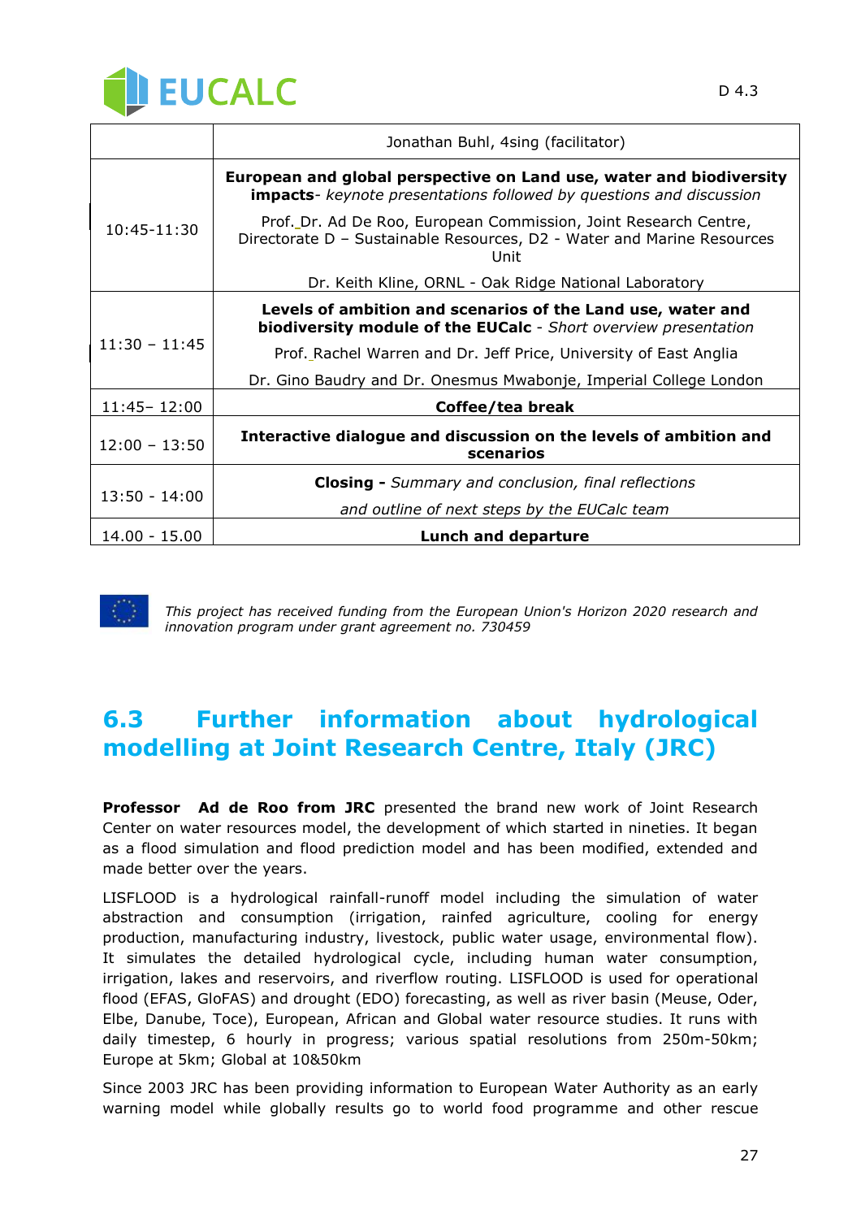| | |
|---|---|
| | Jonathan Buhl, 4sing (facilitator) |
| 10:45-11:30 | **European and global perspective on Land use, water and biodiversity impacts**- *keynote presentations followed by questions and discussion*<br>Prof. Dr. Ad De Roo, European Commission, Joint Research Centre, Directorate D – Sustainable Resources, D2 - Water and Marine Resources Unit<br>Dr. Keith Kline, ORNL - Oak Ridge National Laboratory |
| 11:30 – 11:45 | **Levels of ambition and scenarios of the Land use, water and biodiversity module of the EUCalc** - *Short overview presentation*<br>Prof. Rachel Warren and Dr. Jeff Price, University of East Anglia<br>Dr. Gino Baudry and Dr. Onesmus Mwabonje, Imperial College London |
| 11:45– 12:00 | **Coffee/tea break** |
| 12:00 – 13:50 | **Interactive dialogue and discussion on the levels of ambition and scenarios** |
| 13:50 - 14:00 | **Closing -** *Summary and conclusion, final reflections*<br>*and outline of next steps by the EUCalc team* |
| 14.00 - 15.00 | **Lunch and departure** |

*This project has received funding from the European Union's Horizon 2020 research and innovation program under grant agreement no. 730459*

## 6.3 Further information about hydrological modelling at Joint Research Centre, Italy (JRC)

**Professor Ad de Roo from JRC** presented the brand new work of Joint Research Center on water resources model, the development of which started in nineties. It began as a flood simulation and flood prediction model and has been modified, extended and made better over the years.

LISFLOOD is a hydrological rainfall-runoff model including the simulation of water abstraction and consumption (irrigation, rainfed agriculture, cooling for energy production, manufacturing industry, livestock, public water usage, environmental flow). It simulates the detailed hydrological cycle, including human water consumption, irrigation, lakes and reservoirs, and riverflow routing. LISFLOOD is used for operational flood (EFAS, GloFAS) and drought (EDO) forecasting, as well as river basin (Meuse, Oder, Elbe, Danube, Toce), European, African and Global water resource studies. It runs with daily timestep, 6 hourly in progress; various spatial resolutions from 250m-50km; Europe at 5km; Global at 10&50km

Since 2003 JRC has been providing information to European Water Authority as an early warning model while globally results go to world food programme and other rescue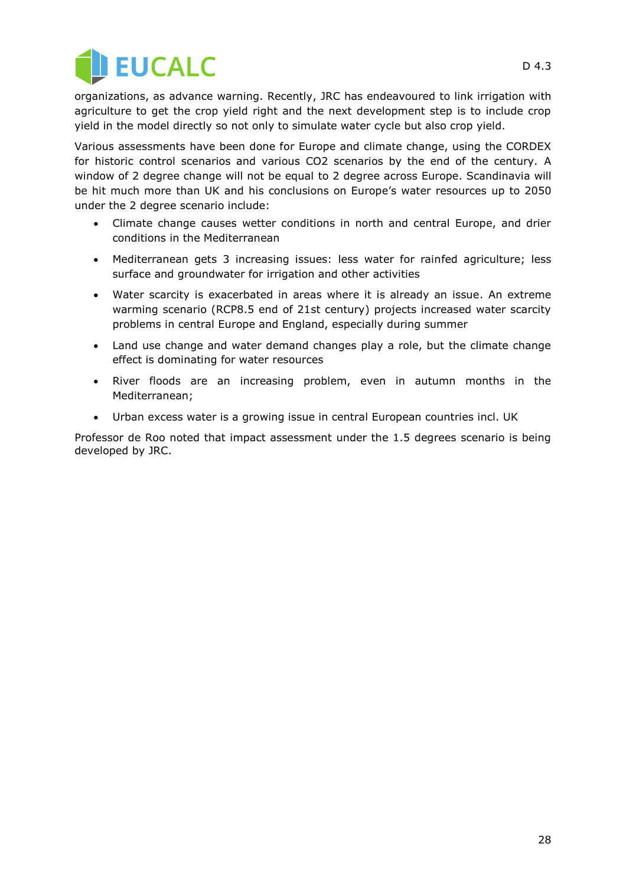organizations, as advance warning. Recently, JRC has endeavoured to link irrigation with agriculture to get the crop yield right and the next development step is to include crop yield in the model directly so not only to simulate water cycle but also crop yield.

Various assessments have been done for Europe and climate change, using the CORDEX for historic control scenarios and various CO2 scenarios by the end of the century. A window of 2 degree change will not be equal to 2 degree across Europe. Scandinavia will be hit much more than UK and his conclusions on Europe's water resources up to 2050 under the 2 degree scenario include:

- Climate change causes wetter conditions in north and central Europe, and drier conditions in the Mediterranean
- Mediterranean gets 3 increasing issues: less water for rainfed agriculture; less surface and groundwater for irrigation and other activities
- Water scarcity is exacerbated in areas where it is already an issue. An extreme warming scenario (RCP8.5 end of 21st century) projects increased water scarcity problems in central Europe and England, especially during summer
- Land use change and water demand changes play a role, but the climate change effect is dominating for water resources
- River floods are an increasing problem, even in autumn months in the Mediterranean;
- Urban excess water is a growing issue in central European countries incl. UK

Professor de Roo noted that impact assessment under the 1.5 degrees scenario is being developed by JRC.